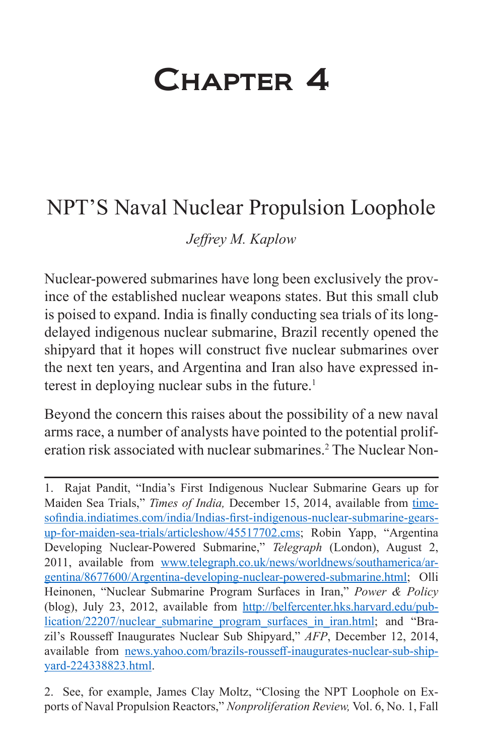# Chapter 4

## NPT'S Naval Nuclear Propulsion Loophole

*Jeffrey M. Kaplow*

Nuclear-powered submarines have long been exclusively the province of the established nuclear weapons states. But this small club is poised to expand. India is finally conducting sea trials of its long-delayed indigenous nuclear submarine, Brazil recently opened the shipyard that it hopes will construct five nuclear submarines over the next ten years, and Argentina and Iran also have expressed interest in deploying nuclear subs in the future.[1]

Beyond the concern this raises about the possibility of a new naval arms race, a number of analysts have pointed to the potential proliferation risk associated with nuclear submarines.[2] The Nuclear Non-

---

1. Rajat Pandit, "India's First Indigenous Nuclear Submarine Gears up for Maiden Sea Trials," *Times of India,* December 15, 2014, available from timesofindia.indiatimes.com/india/Indias-first-indigenous-nuclear-submarine-gears-up-for-maiden-sea-trials/articleshow/45517702.cms; Robin Yapp, "Argentina Developing Nuclear-Powered Submarine," *Telegraph* (London), August 2, 2011, available from www.telegraph.co.uk/news/worldnews/southamerica/argentina/8677600/Argentina-developing-nuclear-powered-submarine.html; Olli Heinonen, "Nuclear Submarine Program Surfaces in Iran," *Power & Policy* (blog), July 23, 2012, available from http://belfercenter.hks.harvard.edu/publication/22207/nuclear_submarine_program_surfaces_in_iran.html; and "Brazil's Rousseff Inaugurates Nuclear Sub Shipyard," *AFP*, December 12, 2014, available from news.yahoo.com/brazils-rousseff-inaugurates-nuclear-sub-shipyard-224338823.html.

2. See, for example, James Clay Moltz, "Closing the NPT Loophole on Exports of Naval Propulsion Reactors," *Nonproliferation Review,* Vol. 6, No. 1, Fall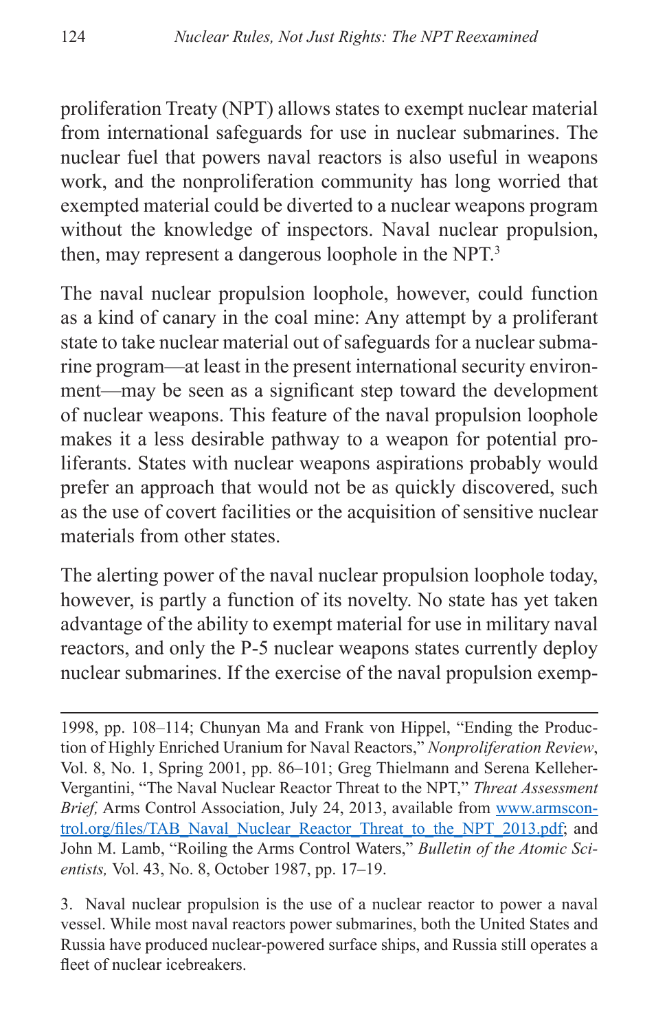proliferation Treaty (NPT) allows states to exempt nuclear material from international safeguards for use in nuclear submarines. The nuclear fuel that powers naval reactors is also useful in weapons work, and the nonproliferation community has long worried that exempted material could be diverted to a nuclear weapons program without the knowledge of inspectors. Naval nuclear propulsion, then, may represent a dangerous loophole in the NPT.[3]

The naval nuclear propulsion loophole, however, could function as a kind of canary in the coal mine: Any attempt by a proliferant state to take nuclear material out of safeguards for a nuclear submarine program—at least in the present international security environment—may be seen as a significant step toward the development of nuclear weapons. This feature of the naval propulsion loophole makes it a less desirable pathway to a weapon for potential proliferants. States with nuclear weapons aspirations probably would prefer an approach that would not be as quickly discovered, such as the use of covert facilities or the acquisition of sensitive nuclear materials from other states.

The alerting power of the naval nuclear propulsion loophole today, however, is partly a function of its novelty. No state has yet taken advantage of the ability to exempt material for use in military naval reactors, and only the P-5 nuclear weapons states currently deploy nuclear submarines. If the exercise of the naval propulsion exemp-

---

1998, pp. 108–114; Chunyan Ma and Frank von Hippel, "Ending the Production of Highly Enriched Uranium for Naval Reactors," *Nonproliferation Review*, Vol. 8, No. 1, Spring 2001, pp. 86–101; Greg Thielmann and Serena Kelleher-Vergantini, "The Naval Nuclear Reactor Threat to the NPT," *Threat Assessment Brief,* Arms Control Association, July 24, 2013, available from www.armscontrol.org/files/TAB_Naval_Nuclear_Reactor_Threat_to_the_NPT_2013.pdf; and John M. Lamb, "Roiling the Arms Control Waters," *Bulletin of the Atomic Scientists,* Vol. 43, No. 8, October 1987, pp. 17–19.

3. Naval nuclear propulsion is the use of a nuclear reactor to power a naval vessel. While most naval reactors power submarines, both the United States and Russia have produced nuclear-powered surface ships, and Russia still operates a fleet of nuclear icebreakers.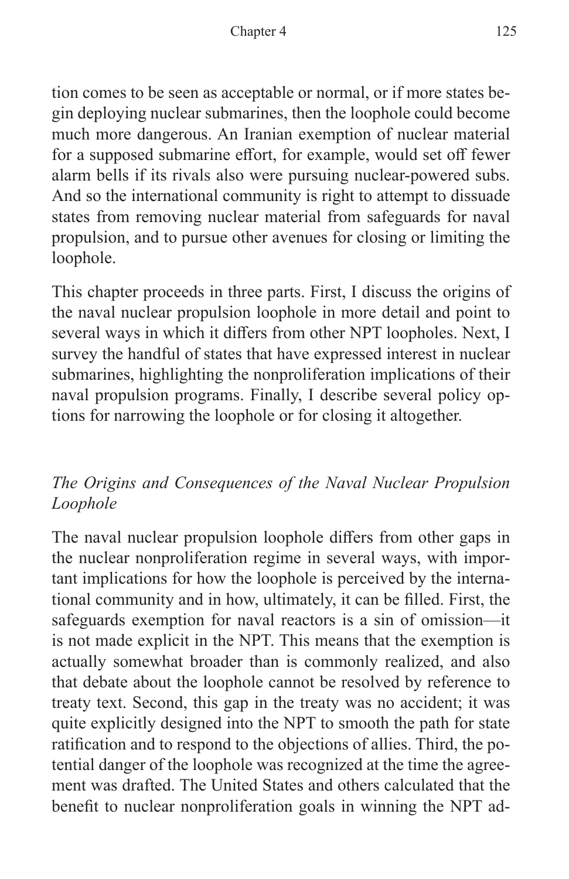tion comes to be seen as acceptable or normal, or if more states begin deploying nuclear submarines, then the loophole could become much more dangerous. An Iranian exemption of nuclear material for a supposed submarine effort, for example, would set off fewer alarm bells if its rivals also were pursuing nuclear-powered subs. And so the international community is right to attempt to dissuade states from removing nuclear material from safeguards for naval propulsion, and to pursue other avenues for closing or limiting the loophole.

This chapter proceeds in three parts. First, I discuss the origins of the naval nuclear propulsion loophole in more detail and point to several ways in which it differs from other NPT loopholes. Next, I survey the handful of states that have expressed interest in nuclear submarines, highlighting the nonproliferation implications of their naval propulsion programs. Finally, I describe several policy options for narrowing the loophole or for closing it altogether.

## *The Origins and Consequences of the Naval Nuclear Propulsion Loophole*

The naval nuclear propulsion loophole differs from other gaps in the nuclear nonproliferation regime in several ways, with important implications for how the loophole is perceived by the international community and in how, ultimately, it can be filled. First, the safeguards exemption for naval reactors is a sin of omission—it is not made explicit in the NPT. This means that the exemption is actually somewhat broader than is commonly realized, and also that debate about the loophole cannot be resolved by reference to treaty text. Second, this gap in the treaty was no accident; it was quite explicitly designed into the NPT to smooth the path for state ratification and to respond to the objections of allies. Third, the potential danger of the loophole was recognized at the time the agreement was drafted. The United States and others calculated that the benefit to nuclear nonproliferation goals in winning the NPT ad-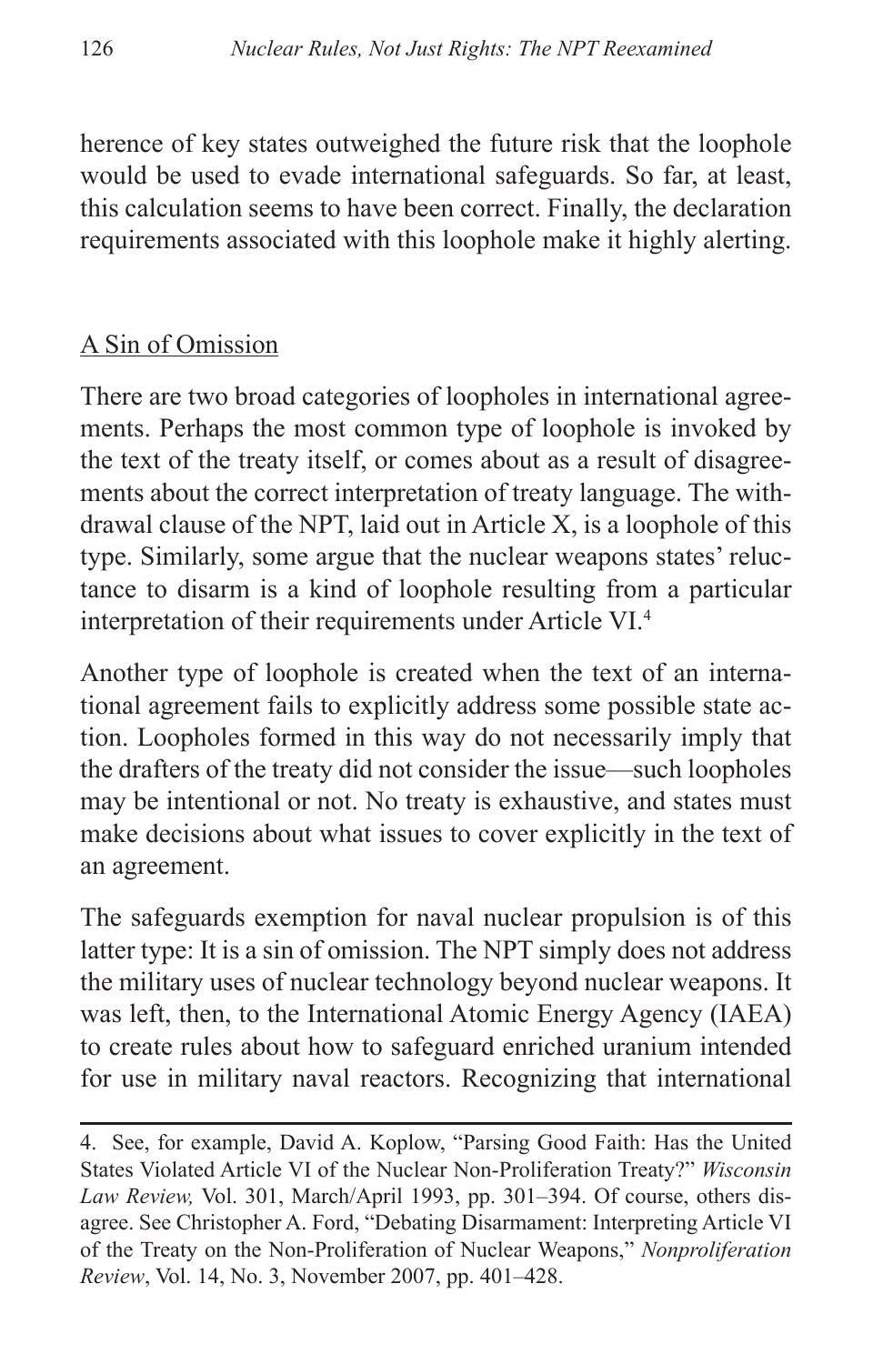herence of key states outweighed the future risk that the loophole would be used to evade international safeguards. So far, at least, this calculation seems to have been correct. Finally, the declaration requirements associated with this loophole make it highly alerting.

## A Sin of Omission

There are two broad categories of loopholes in international agreements. Perhaps the most common type of loophole is invoked by the text of the treaty itself, or comes about as a result of disagreements about the correct interpretation of treaty language. The withdrawal clause of the NPT, laid out in Article X, is a loophole of this type. Similarly, some argue that the nuclear weapons states' reluctance to disarm is a kind of loophole resulting from a particular interpretation of their requirements under Article VI.[4]

Another type of loophole is created when the text of an international agreement fails to explicitly address some possible state action. Loopholes formed in this way do not necessarily imply that the drafters of the treaty did not consider the issue—such loopholes may be intentional or not. No treaty is exhaustive, and states must make decisions about what issues to cover explicitly in the text of an agreement.

The safeguards exemption for naval nuclear propulsion is of this latter type: It is a sin of omission. The NPT simply does not address the military uses of nuclear technology beyond nuclear weapons. It was left, then, to the International Atomic Energy Agency (IAEA) to create rules about how to safeguard enriched uranium intended for use in military naval reactors. Recognizing that international

---

4. See, for example, David A. Koplow, "Parsing Good Faith: Has the United States Violated Article VI of the Nuclear Non-Proliferation Treaty?" *Wisconsin Law Review,* Vol. 301, March/April 1993, pp. 301–394. Of course, others disagree. See Christopher A. Ford, "Debating Disarmament: Interpreting Article VI of the Treaty on the Non-Proliferation of Nuclear Weapons," *Nonproliferation Review*, Vol. 14, No. 3, November 2007, pp. 401–428.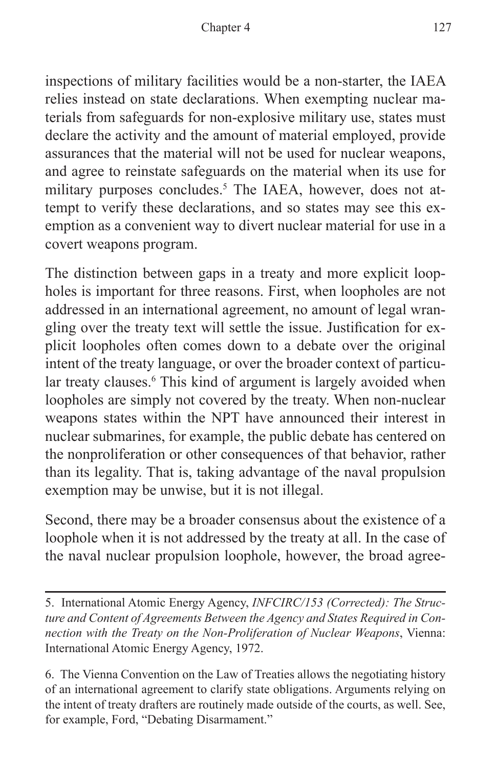inspections of military facilities would be a non-starter, the IAEA relies instead on state declarations. When exempting nuclear materials from safeguards for non-explosive military use, states must declare the activity and the amount of material employed, provide assurances that the material will not be used for nuclear weapons, and agree to reinstate safeguards on the material when its use for military purposes concludes.[5] The IAEA, however, does not attempt to verify these declarations, and so states may see this exemption as a convenient way to divert nuclear material for use in a covert weapons program.

The distinction between gaps in a treaty and more explicit loopholes is important for three reasons. First, when loopholes are not addressed in an international agreement, no amount of legal wrangling over the treaty text will settle the issue. Justification for explicit loopholes often comes down to a debate over the original intent of the treaty language, or over the broader context of particular treaty clauses.[6] This kind of argument is largely avoided when loopholes are simply not covered by the treaty. When non-nuclear weapons states within the NPT have announced their interest in nuclear submarines, for example, the public debate has centered on the nonproliferation or other consequences of that behavior, rather than its legality. That is, taking advantage of the naval propulsion exemption may be unwise, but it is not illegal.

Second, there may be a broader consensus about the existence of a loophole when it is not addressed by the treaty at all. In the case of the naval nuclear propulsion loophole, however, the broad agree-

---

5. International Atomic Energy Agency, *INFCIRC/153 (Corrected): The Structure and Content of Agreements Between the Agency and States Required in Connection with the Treaty on the Non-Proliferation of Nuclear Weapons*, Vienna: International Atomic Energy Agency, 1972.

6. The Vienna Convention on the Law of Treaties allows the negotiating history of an international agreement to clarify state obligations. Arguments relying on the intent of treaty drafters are routinely made outside of the courts, as well. See, for example, Ford, "Debating Disarmament."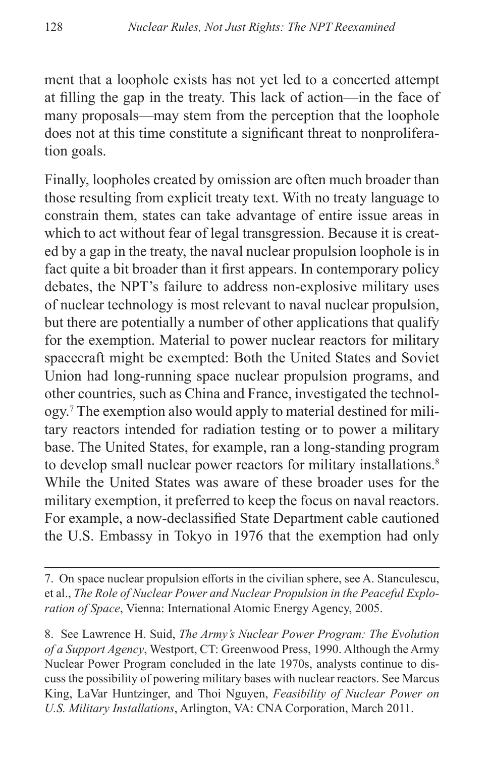ment that a loophole exists has not yet led to a concerted attempt at filling the gap in the treaty. This lack of action—in the face of many proposals—may stem from the perception that the loophole does not at this time constitute a significant threat to nonproliferation goals.

Finally, loopholes created by omission are often much broader than those resulting from explicit treaty text. With no treaty language to constrain them, states can take advantage of entire issue areas in which to act without fear of legal transgression. Because it is created by a gap in the treaty, the naval nuclear propulsion loophole is in fact quite a bit broader than it first appears. In contemporary policy debates, the NPT's failure to address non-explosive military uses of nuclear technology is most relevant to naval nuclear propulsion, but there are potentially a number of other applications that qualify for the exemption. Material to power nuclear reactors for military spacecraft might be exempted: Both the United States and Soviet Union had long-running space nuclear propulsion programs, and other countries, such as China and France, investigated the technology.[7] The exemption also would apply to material destined for military reactors intended for radiation testing or to power a military base. The United States, for example, ran a long-standing program to develop small nuclear power reactors for military installations.[8] While the United States was aware of these broader uses for the military exemption, it preferred to keep the focus on naval reactors. For example, a now-declassified State Department cable cautioned the U.S. Embassy in Tokyo in 1976 that the exemption had only

---

7. On space nuclear propulsion efforts in the civilian sphere, see A. Stanculescu, et al., *The Role of Nuclear Power and Nuclear Propulsion in the Peaceful Exploration of Space*, Vienna: International Atomic Energy Agency, 2005.

8. See Lawrence H. Suid, *The Army's Nuclear Power Program: The Evolution of a Support Agency*, Westport, CT: Greenwood Press, 1990. Although the Army Nuclear Power Program concluded in the late 1970s, analysts continue to discuss the possibility of powering military bases with nuclear reactors. See Marcus King, LaVar Huntzinger, and Thoi Nguyen, *Feasibility of Nuclear Power on U.S. Military Installations*, Arlington, VA: CNA Corporation, March 2011.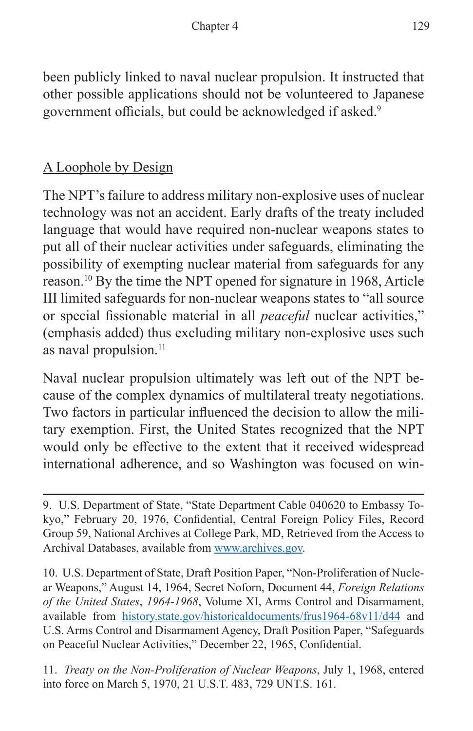been publicly linked to naval nuclear propulsion. It instructed that other possible applications should not be volunteered to Japanese government officials, but could be acknowledged if asked.[9]

## A Loophole by Design

The NPT's failure to address military non-explosive uses of nuclear technology was not an accident. Early drafts of the treaty included language that would have required non-nuclear weapons states to put all of their nuclear activities under safeguards, eliminating the possibility of exempting nuclear material from safeguards for any reason.[10] By the time the NPT opened for signature in 1968, Article III limited safeguards for non-nuclear weapons states to "all source or special fissionable material in all *peaceful* nuclear activities," (emphasis added) thus excluding military non-explosive uses such as naval propulsion.[11]

Naval nuclear propulsion ultimately was left out of the NPT because of the complex dynamics of multilateral treaty negotiations. Two factors in particular influenced the decision to allow the military exemption. First, the United States recognized that the NPT would only be effective to the extent that it received widespread international adherence, and so Washington was focused on win-

---

9. U.S. Department of State, "State Department Cable 040620 to Embassy Tokyo," February 20, 1976, Confidential, Central Foreign Policy Files, Record Group 59, National Archives at College Park, MD, Retrieved from the Access to Archival Databases, available from [www.archives.gov](www.archives.gov).

10. U.S. Department of State, Draft Position Paper, "Non-Proliferation of Nuclear Weapons," August 14, 1964, Secret Noforn, Document 44, *Foreign Relations of the United States*, *1964-1968*, Volume XI, Arms Control and Disarmament, available from [history.state.gov/historicaldocuments/frus1964-68v11/d44](history.state.gov/historicaldocuments/frus1964-68v11/d44) and U.S. Arms Control and Disarmament Agency, Draft Position Paper, "Safeguards on Peaceful Nuclear Activities," December 22, 1965, Confidential.

11. *Treaty on the Non-Proliferation of Nuclear Weapons*, July 1, 1968, entered into force on March 5, 1970, 21 U.S.T. 483, 729 UNT.S. 161.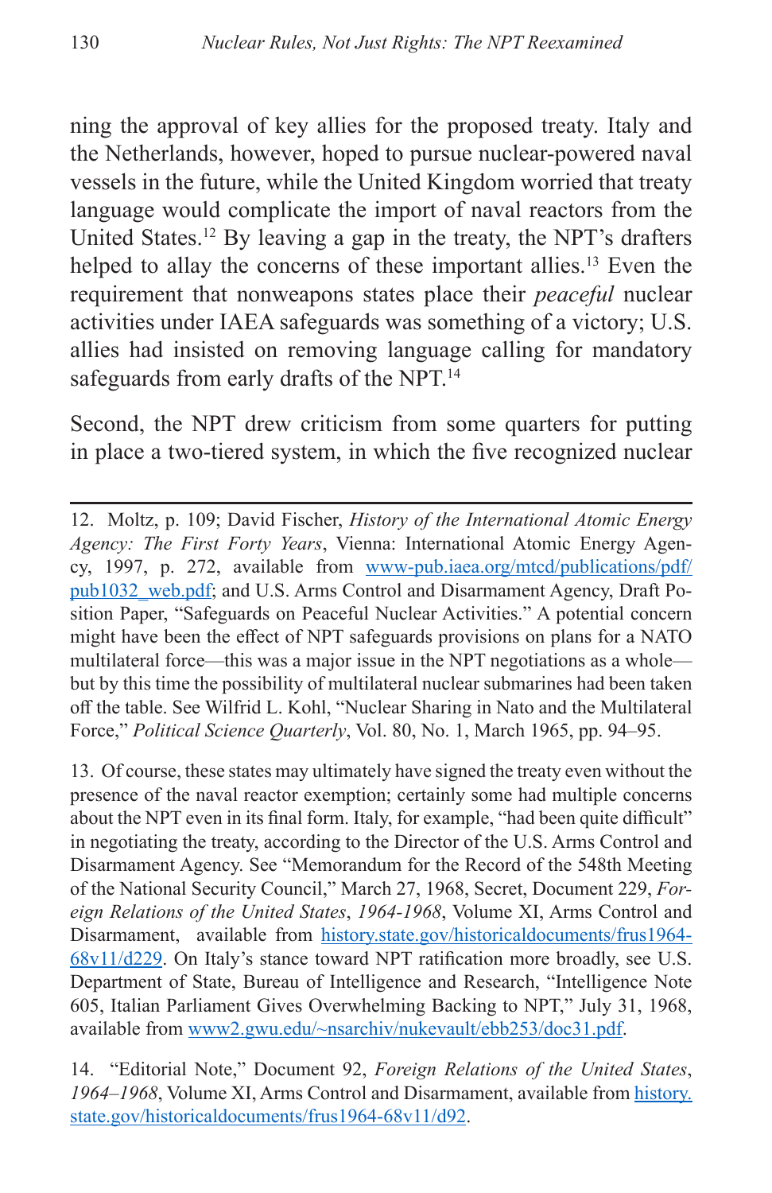ning the approval of key allies for the proposed treaty. Italy and the Netherlands, however, hoped to pursue nuclear-powered naval vessels in the future, while the United Kingdom worried that treaty language would complicate the import of naval reactors from the United States.[12] By leaving a gap in the treaty, the NPT's drafters helped to allay the concerns of these important allies.[13] Even the requirement that nonweapons states place their *peaceful* nuclear activities under IAEA safeguards was something of a victory; U.S. allies had insisted on removing language calling for mandatory safeguards from early drafts of the NPT.[14]

Second, the NPT drew criticism from some quarters for putting in place a two-tiered system, in which the five recognized nuclear

---

12. Moltz, p. 109; David Fischer, *History of the International Atomic Energy Agency: The First Forty Years*, Vienna: International Atomic Energy Agency, 1997, p. 272, available from www-pub.iaea.org/mtcd/publications/pdf/pub1032_web.pdf; and U.S. Arms Control and Disarmament Agency, Draft Position Paper, "Safeguards on Peaceful Nuclear Activities." A potential concern might have been the effect of NPT safeguards provisions on plans for a NATO multilateral force—this was a major issue in the NPT negotiations as a whole—but by this time the possibility of multilateral nuclear submarines had been taken off the table. See Wilfrid L. Kohl, "Nuclear Sharing in Nato and the Multilateral Force," *Political Science Quarterly*, Vol. 80, No. 1, March 1965, pp. 94–95.

13. Of course, these states may ultimately have signed the treaty even without the presence of the naval reactor exemption; certainly some had multiple concerns about the NPT even in its final form. Italy, for example, "had been quite difficult" in negotiating the treaty, according to the Director of the U.S. Arms Control and Disarmament Agency. See "Memorandum for the Record of the 548th Meeting of the National Security Council," March 27, 1968, Secret, Document 229, *Foreign Relations of the United States*, *1964-1968*, Volume XI, Arms Control and Disarmament, available from history.state.gov/historicaldocuments/frus1964-68v11/d229. On Italy's stance toward NPT ratification more broadly, see U.S. Department of State, Bureau of Intelligence and Research, "Intelligence Note 605, Italian Parliament Gives Overwhelming Backing to NPT," July 31, 1968, available from www2.gwu.edu/~nsarchiv/nukevault/ebb253/doc31.pdf.

14. "Editorial Note," Document 92, *Foreign Relations of the United States*, *1964–1968*, Volume XI, Arms Control and Disarmament, available from history.state.gov/historicaldocuments/frus1964-68v11/d92.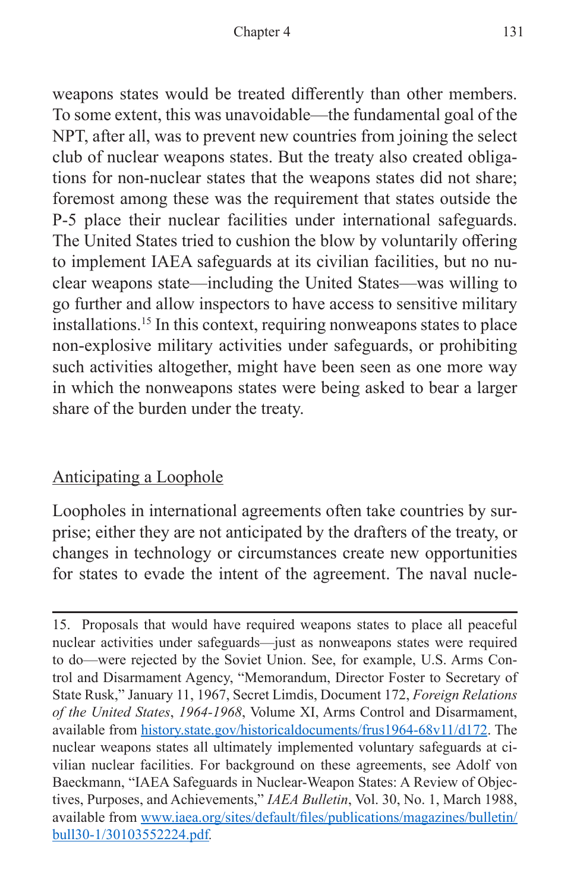weapons states would be treated differently than other members. To some extent, this was unavoidable—the fundamental goal of the NPT, after all, was to prevent new countries from joining the select club of nuclear weapons states. But the treaty also created obligations for non-nuclear states that the weapons states did not share; foremost among these was the requirement that states outside the P-5 place their nuclear facilities under international safeguards. The United States tried to cushion the blow by voluntarily offering to implement IAEA safeguards at its civilian facilities, but no nuclear weapons state—including the United States—was willing to go further and allow inspectors to have access to sensitive military installations.[15] In this context, requiring nonweapons states to place non-explosive military activities under safeguards, or prohibiting such activities altogether, might have been seen as one more way in which the nonweapons states were being asked to bear a larger share of the burden under the treaty.

## Anticipating a Loophole

Loopholes in international agreements often take countries by surprise; either they are not anticipated by the drafters of the treaty, or changes in technology or circumstances create new opportunities for states to evade the intent of the agreement. The naval nucle-

---

15. Proposals that would have required weapons states to place all peaceful nuclear activities under safeguards—just as nonweapons states were required to do—were rejected by the Soviet Union. See, for example, U.S. Arms Control and Disarmament Agency, "Memorandum, Director Foster to Secretary of State Rusk," January 11, 1967, Secret Limdis, Document 172, *Foreign Relations of the United States*, *1964-1968*, Volume XI, Arms Control and Disarmament, available from history.state.gov/historicaldocuments/frus1964-68v11/d172. The nuclear weapons states all ultimately implemented voluntary safeguards at civilian nuclear facilities. For background on these agreements, see Adolf von Baeckmann, "IAEA Safeguards in Nuclear-Weapon States: A Review of Objectives, Purposes, and Achievements," *IAEA Bulletin*, Vol. 30, No. 1, March 1988, available from www.iaea.org/sites/default/files/publications/magazines/bulletin/bull30-1/30103552224.pdf.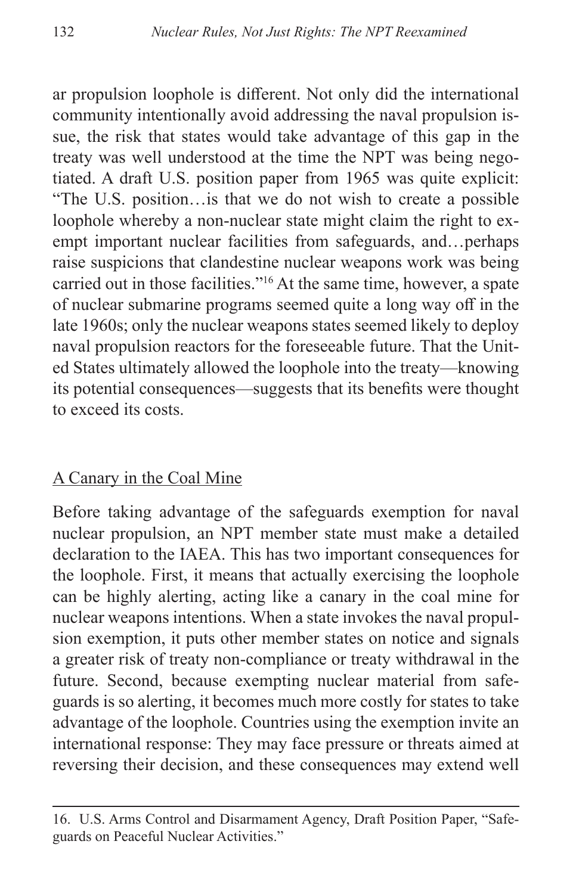ar propulsion loophole is different. Not only did the international community intentionally avoid addressing the naval propulsion issue, the risk that states would take advantage of this gap in the treaty was well understood at the time the NPT was being negotiated. A draft U.S. position paper from 1965 was quite explicit: "The U.S. position…is that we do not wish to create a possible loophole whereby a non-nuclear state might claim the right to exempt important nuclear facilities from safeguards, and…perhaps raise suspicions that clandestine nuclear weapons work was being carried out in those facilities."[16] At the same time, however, a spate of nuclear submarine programs seemed quite a long way off in the late 1960s; only the nuclear weapons states seemed likely to deploy naval propulsion reactors for the foreseeable future. That the United States ultimately allowed the loophole into the treaty—knowing its potential consequences—suggests that its benefits were thought to exceed its costs.

## A Canary in the Coal Mine

Before taking advantage of the safeguards exemption for naval nuclear propulsion, an NPT member state must make a detailed declaration to the IAEA. This has two important consequences for the loophole. First, it means that actually exercising the loophole can be highly alerting, acting like a canary in the coal mine for nuclear weapons intentions. When a state invokes the naval propulsion exemption, it puts other member states on notice and signals a greater risk of treaty non-compliance or treaty withdrawal in the future. Second, because exempting nuclear material from safeguards is so alerting, it becomes much more costly for states to take advantage of the loophole. Countries using the exemption invite an international response: They may face pressure or threats aimed at reversing their decision, and these consequences may extend well

16. U.S. Arms Control and Disarmament Agency, Draft Position Paper, "Safeguards on Peaceful Nuclear Activities."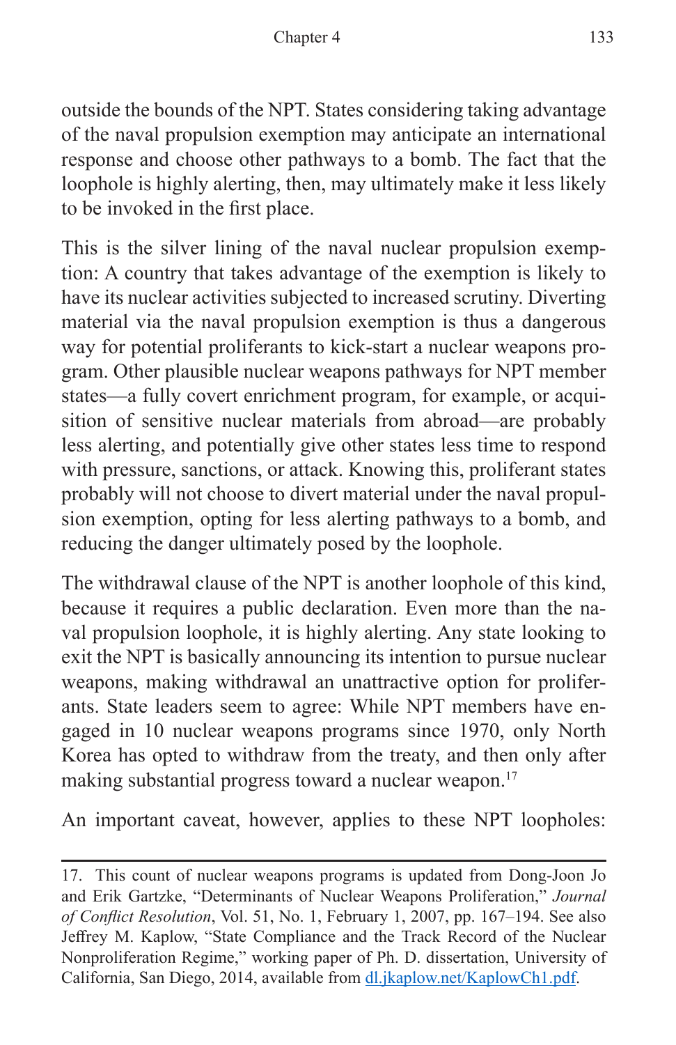outside the bounds of the NPT. States considering taking advantage of the naval propulsion exemption may anticipate an international response and choose other pathways to a bomb. The fact that the loophole is highly alerting, then, may ultimately make it less likely to be invoked in the first place.

This is the silver lining of the naval nuclear propulsion exemption: A country that takes advantage of the exemption is likely to have its nuclear activities subjected to increased scrutiny. Diverting material via the naval propulsion exemption is thus a dangerous way for potential proliferants to kick-start a nuclear weapons program. Other plausible nuclear weapons pathways for NPT member states—a fully covert enrichment program, for example, or acquisition of sensitive nuclear materials from abroad—are probably less alerting, and potentially give other states less time to respond with pressure, sanctions, or attack. Knowing this, proliferant states probably will not choose to divert material under the naval propulsion exemption, opting for less alerting pathways to a bomb, and reducing the danger ultimately posed by the loophole.

The withdrawal clause of the NPT is another loophole of this kind, because it requires a public declaration. Even more than the naval propulsion loophole, it is highly alerting. Any state looking to exit the NPT is basically announcing its intention to pursue nuclear weapons, making withdrawal an unattractive option for proliferants. State leaders seem to agree: While NPT members have engaged in 10 nuclear weapons programs since 1970, only North Korea has opted to withdraw from the treaty, and then only after making substantial progress toward a nuclear weapon.[17]

An important caveat, however, applies to these NPT loopholes:

---

17. This count of nuclear weapons programs is updated from Dong-Joon Jo and Erik Gartzke, "Determinants of Nuclear Weapons Proliferation," *Journal of Conflict Resolution*, Vol. 51, No. 1, February 1, 2007, pp. 167–194. See also Jeffrey M. Kaplow, "State Compliance and the Track Record of the Nuclear Nonproliferation Regime," working paper of Ph. D. dissertation, University of California, San Diego, 2014, available from dl.jkaplow.net/KaplowCh1.pdf.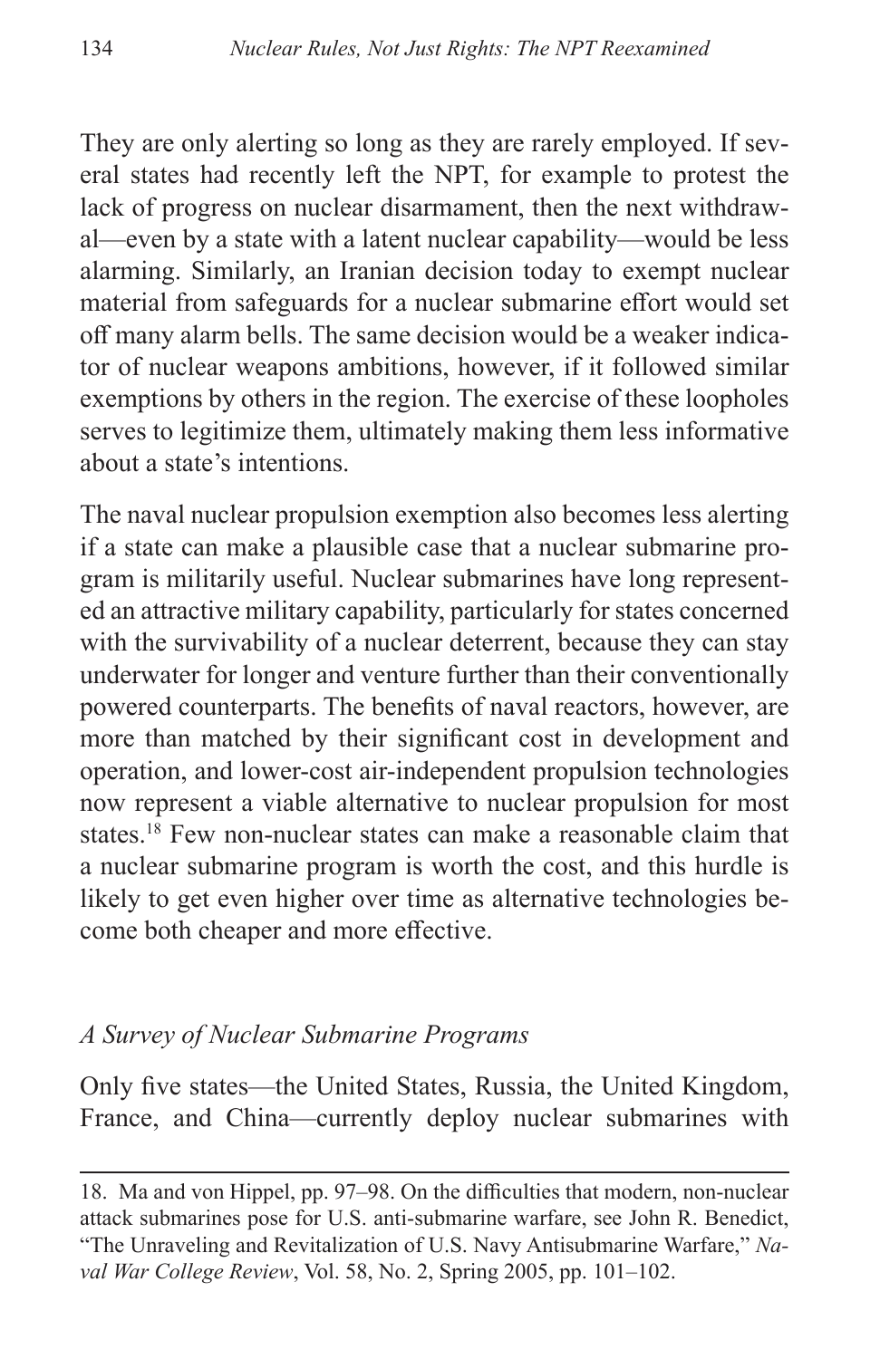They are only alerting so long as they are rarely employed. If several states had recently left the NPT, for example to protest the lack of progress on nuclear disarmament, then the next withdrawal—even by a state with a latent nuclear capability—would be less alarming. Similarly, an Iranian decision today to exempt nuclear material from safeguards for a nuclear submarine effort would set off many alarm bells. The same decision would be a weaker indicator of nuclear weapons ambitions, however, if it followed similar exemptions by others in the region. The exercise of these loopholes serves to legitimize them, ultimately making them less informative about a state's intentions.

The naval nuclear propulsion exemption also becomes less alerting if a state can make a plausible case that a nuclear submarine program is militarily useful. Nuclear submarines have long represented an attractive military capability, particularly for states concerned with the survivability of a nuclear deterrent, because they can stay underwater for longer and venture further than their conventionally powered counterparts. The benefits of naval reactors, however, are more than matched by their significant cost in development and operation, and lower-cost air-independent propulsion technologies now represent a viable alternative to nuclear propulsion for most states.[18] Few non-nuclear states can make a reasonable claim that a nuclear submarine program is worth the cost, and this hurdle is likely to get even higher over time as alternative technologies become both cheaper and more effective.

### *A Survey of Nuclear Submarine Programs*

Only five states—the United States, Russia, the United Kingdom, France, and China—currently deploy nuclear submarines with

18. Ma and von Hippel, pp. 97–98. On the difficulties that modern, non-nuclear attack submarines pose for U.S. anti-submarine warfare, see John R. Benedict, "The Unraveling and Revitalization of U.S. Navy Antisubmarine Warfare," *Naval War College Review*, Vol. 58, No. 2, Spring 2005, pp. 101–102.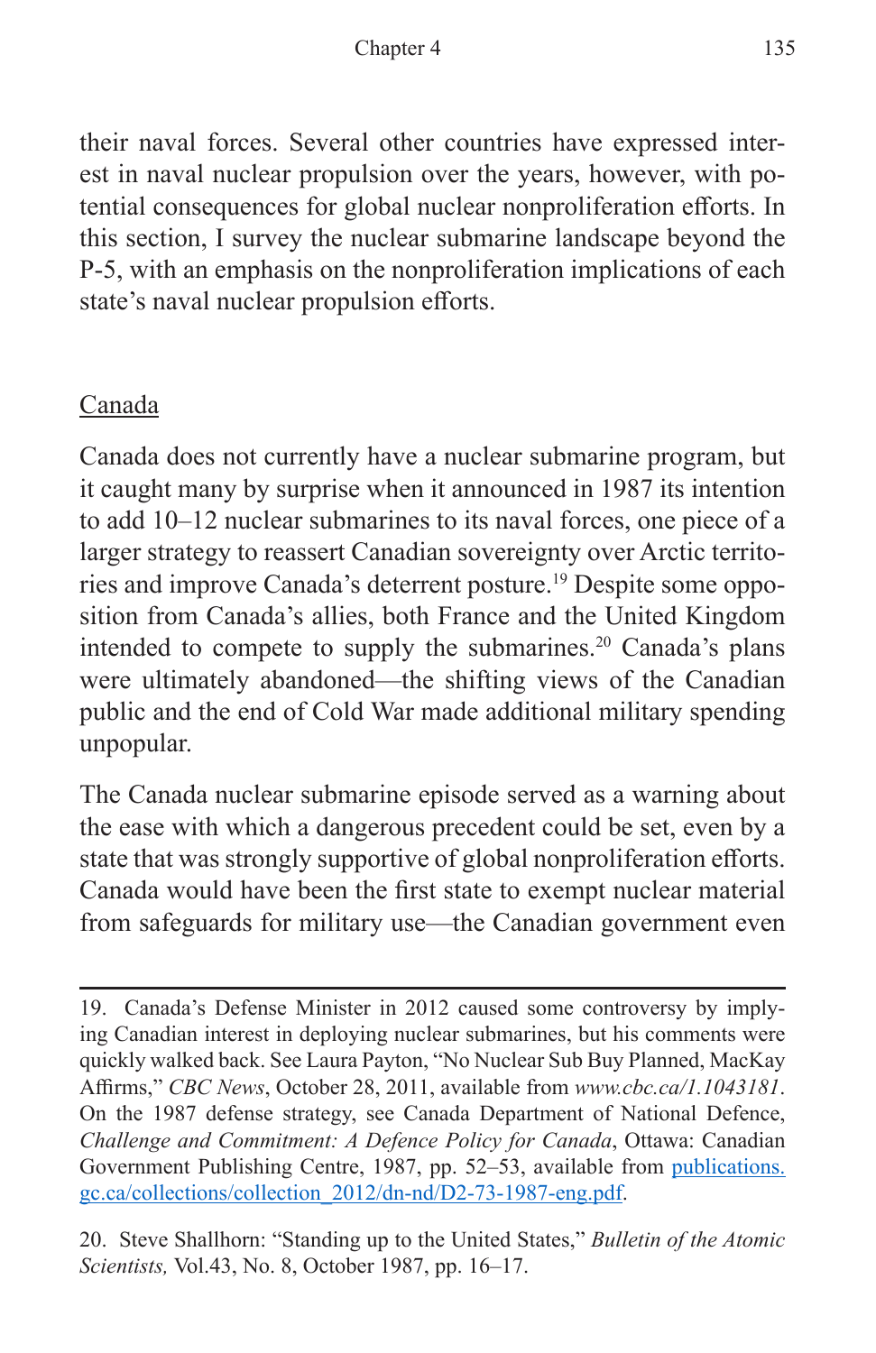their naval forces. Several other countries have expressed interest in naval nuclear propulsion over the years, however, with potential consequences for global nuclear nonproliferation efforts. In this section, I survey the nuclear submarine landscape beyond the P-5, with an emphasis on the nonproliferation implications of each state's naval nuclear propulsion efforts.

## Canada

Canada does not currently have a nuclear submarine program, but it caught many by surprise when it announced in 1987 its intention to add 10–12 nuclear submarines to its naval forces, one piece of a larger strategy to reassert Canadian sovereignty over Arctic territories and improve Canada's deterrent posture.[19] Despite some opposition from Canada's allies, both France and the United Kingdom intended to compete to supply the submarines.[20] Canada's plans were ultimately abandoned—the shifting views of the Canadian public and the end of Cold War made additional military spending unpopular.

The Canada nuclear submarine episode served as a warning about the ease with which a dangerous precedent could be set, even by a state that was strongly supportive of global nonproliferation efforts. Canada would have been the first state to exempt nuclear material from safeguards for military use—the Canadian government even

---

19. Canada's Defense Minister in 2012 caused some controversy by implying Canadian interest in deploying nuclear submarines, but his comments were quickly walked back. See Laura Payton, "No Nuclear Sub Buy Planned, MacKay Affirms," *CBC News*, October 28, 2011, available from *www.cbc.ca/1.1043181*. On the 1987 defense strategy, see Canada Department of National Defence, *Challenge and Commitment: A Defence Policy for Canada*, Ottawa: Canadian Government Publishing Centre, 1987, pp. 52–53, available from publications.gc.ca/collections/collection_2012/dn-nd/D2-73-1987-eng.pdf.

20. Steve Shallhorn: "Standing up to the United States," *Bulletin of the Atomic Scientists,* Vol.43, No. 8, October 1987, pp. 16–17.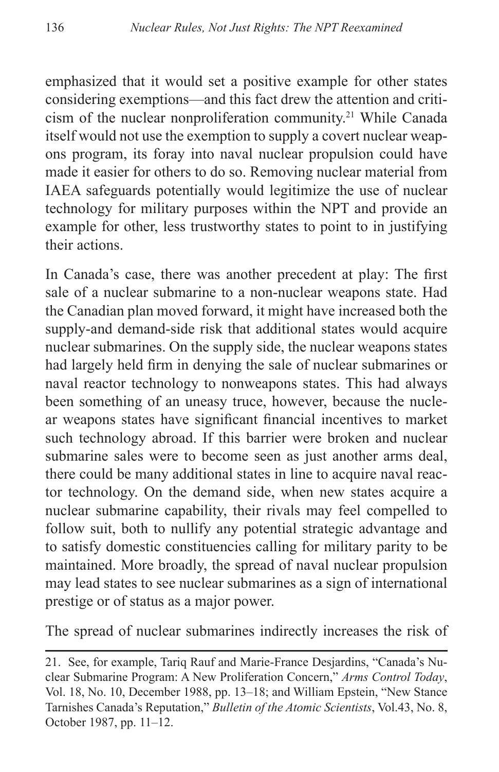emphasized that it would set a positive example for other states considering exemptions—and this fact drew the attention and criticism of the nuclear nonproliferation community.[21] While Canada itself would not use the exemption to supply a covert nuclear weapons program, its foray into naval nuclear propulsion could have made it easier for others to do so. Removing nuclear material from IAEA safeguards potentially would legitimize the use of nuclear technology for military purposes within the NPT and provide an example for other, less trustworthy states to point to in justifying their actions.

In Canada's case, there was another precedent at play: The first sale of a nuclear submarine to a non-nuclear weapons state. Had the Canadian plan moved forward, it might have increased both the supply-and demand-side risk that additional states would acquire nuclear submarines. On the supply side, the nuclear weapons states had largely held firm in denying the sale of nuclear submarines or naval reactor technology to nonweapons states. This had always been something of an uneasy truce, however, because the nuclear weapons states have significant financial incentives to market such technology abroad. If this barrier were broken and nuclear submarine sales were to become seen as just another arms deal, there could be many additional states in line to acquire naval reactor technology. On the demand side, when new states acquire a nuclear submarine capability, their rivals may feel compelled to follow suit, both to nullify any potential strategic advantage and to satisfy domestic constituencies calling for military parity to be maintained. More broadly, the spread of naval nuclear propulsion may lead states to see nuclear submarines as a sign of international prestige or of status as a major power.

The spread of nuclear submarines indirectly increases the risk of

---

21. See, for example, Tariq Rauf and Marie-France Desjardins, "Canada's Nuclear Submarine Program: A New Proliferation Concern," *Arms Control Today*, Vol. 18, No. 10, December 1988, pp. 13–18; and William Epstein, "New Stance Tarnishes Canada's Reputation," *Bulletin of the Atomic Scientists*, Vol.43, No. 8, October 1987, pp. 11–12.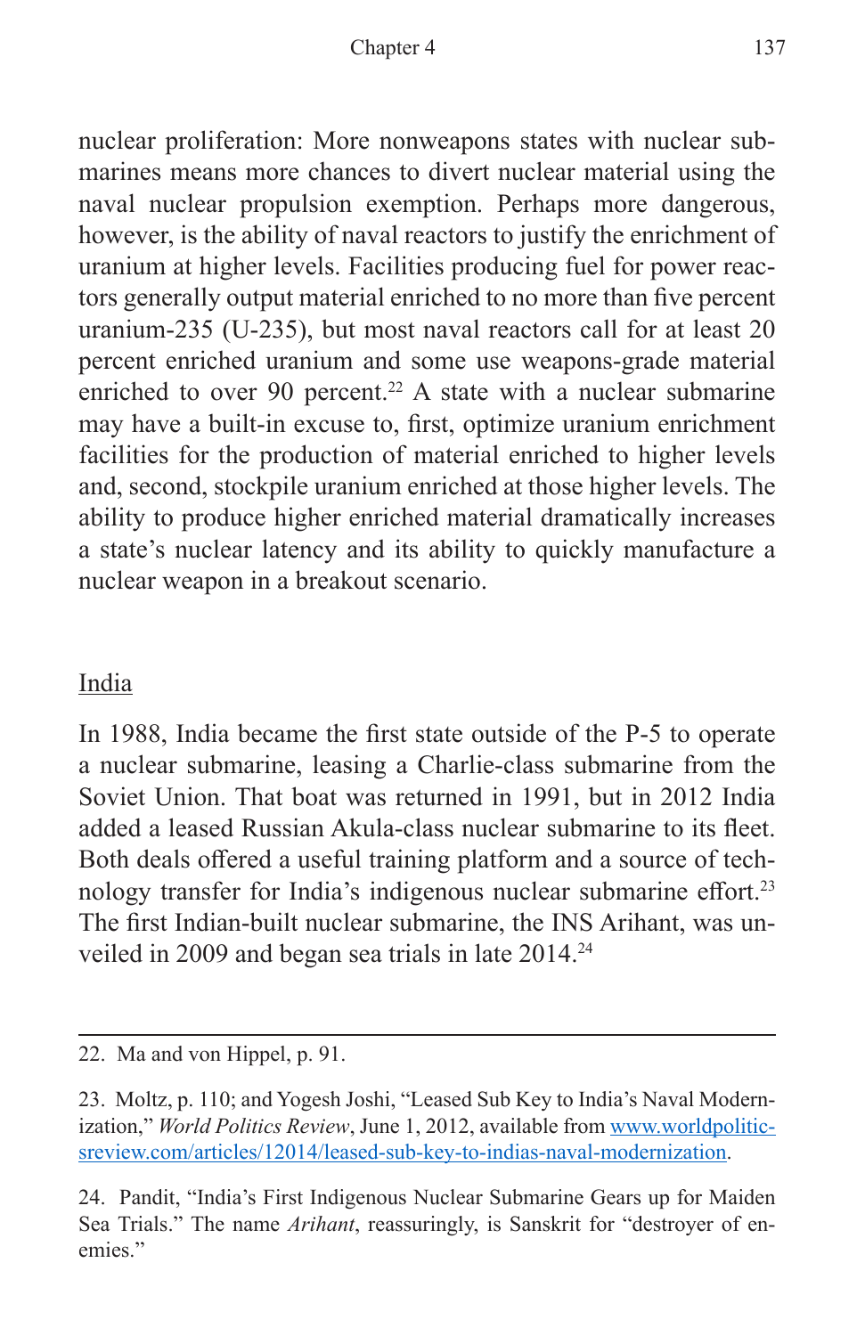nuclear proliferation: More nonweapons states with nuclear submarines means more chances to divert nuclear material using the naval nuclear propulsion exemption. Perhaps more dangerous, however, is the ability of naval reactors to justify the enrichment of uranium at higher levels. Facilities producing fuel for power reactors generally output material enriched to no more than five percent uranium-235 (U-235), but most naval reactors call for at least 20 percent enriched uranium and some use weapons-grade material enriched to over 90 percent.[22] A state with a nuclear submarine may have a built-in excuse to, first, optimize uranium enrichment facilities for the production of material enriched to higher levels and, second, stockpile uranium enriched at those higher levels. The ability to produce higher enriched material dramatically increases a state's nuclear latency and its ability to quickly manufacture a nuclear weapon in a breakout scenario.

## India

In 1988, India became the first state outside of the P-5 to operate a nuclear submarine, leasing a Charlie-class submarine from the Soviet Union. That boat was returned in 1991, but in 2012 India added a leased Russian Akula-class nuclear submarine to its fleet. Both deals offered a useful training platform and a source of technology transfer for India's indigenous nuclear submarine effort.[23] The first Indian-built nuclear submarine, the INS Arihant, was unveiled in 2009 and began sea trials in late 2014.[24]

---

22. Ma and von Hippel, p. 91.

23. Moltz, p. 110; and Yogesh Joshi, "Leased Sub Key to India's Naval Modernization," *World Politics Review*, June 1, 2012, available from www.worldpoliticsreview.com/articles/12014/leased-sub-key-to-indias-naval-modernization.

24. Pandit, "India's First Indigenous Nuclear Submarine Gears up for Maiden Sea Trials." The name *Arihant*, reassuringly, is Sanskrit for "destroyer of enemies."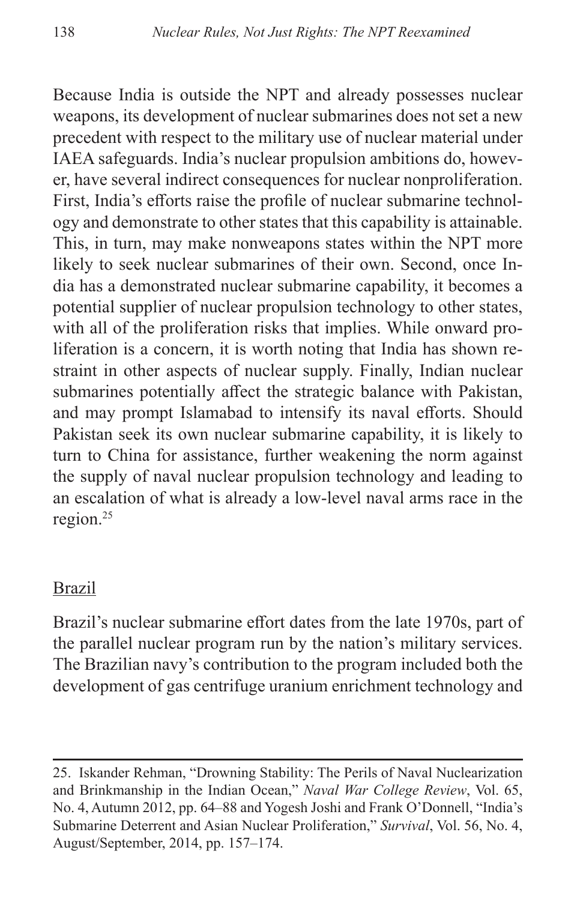Because India is outside the NPT and already possesses nuclear weapons, its development of nuclear submarines does not set a new precedent with respect to the military use of nuclear material under IAEA safeguards. India's nuclear propulsion ambitions do, however, have several indirect consequences for nuclear nonproliferation. First, India's efforts raise the profile of nuclear submarine technology and demonstrate to other states that this capability is attainable. This, in turn, may make nonweapons states within the NPT more likely to seek nuclear submarines of their own. Second, once India has a demonstrated nuclear submarine capability, it becomes a potential supplier of nuclear propulsion technology to other states, with all of the proliferation risks that implies. While onward proliferation is a concern, it is worth noting that India has shown restraint in other aspects of nuclear supply. Finally, Indian nuclear submarines potentially affect the strategic balance with Pakistan, and may prompt Islamabad to intensify its naval efforts. Should Pakistan seek its own nuclear submarine capability, it is likely to turn to China for assistance, further weakening the norm against the supply of naval nuclear propulsion technology and leading to an escalation of what is already a low-level naval arms race in the region.[25]

### Brazil

Brazil's nuclear submarine effort dates from the late 1970s, part of the parallel nuclear program run by the nation's military services. The Brazilian navy's contribution to the program included both the development of gas centrifuge uranium enrichment technology and

---

25. Iskander Rehman, "Drowning Stability: The Perils of Naval Nuclearization and Brinkmanship in the Indian Ocean," *Naval War College Review*, Vol. 65, No. 4, Autumn 2012, pp. 64–88 and Yogesh Joshi and Frank O'Donnell, "India's Submarine Deterrent and Asian Nuclear Proliferation," *Survival*, Vol. 56, No. 4, August/September, 2014, pp. 157–174.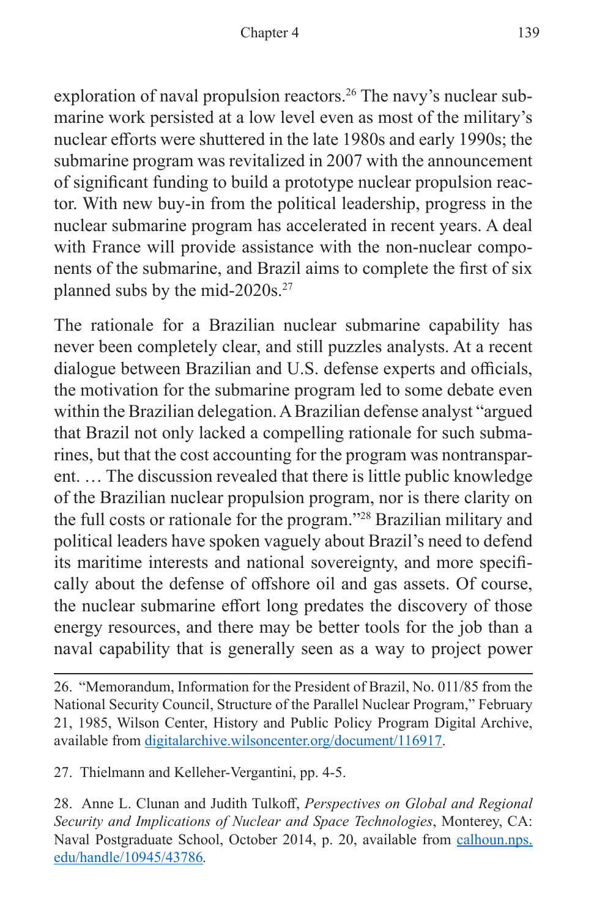exploration of naval propulsion reactors.[26] The navy's nuclear submarine work persisted at a low level even as most of the military's nuclear efforts were shuttered in the late 1980s and early 1990s; the submarine program was revitalized in 2007 with the announcement of significant funding to build a prototype nuclear propulsion reactor. With new buy-in from the political leadership, progress in the nuclear submarine program has accelerated in recent years. A deal with France will provide assistance with the non-nuclear components of the submarine, and Brazil aims to complete the first of six planned subs by the mid-2020s.[27]

The rationale for a Brazilian nuclear submarine capability has never been completely clear, and still puzzles analysts. At a recent dialogue between Brazilian and U.S. defense experts and officials, the motivation for the submarine program led to some debate even within the Brazilian delegation. A Brazilian defense analyst "argued that Brazil not only lacked a compelling rationale for such submarines, but that the cost accounting for the program was nontransparent. … The discussion revealed that there is little public knowledge of the Brazilian nuclear propulsion program, nor is there clarity on the full costs or rationale for the program."[28] Brazilian military and political leaders have spoken vaguely about Brazil's need to defend its maritime interests and national sovereignty, and more specifically about the defense of offshore oil and gas assets. Of course, the nuclear submarine effort long predates the discovery of those energy resources, and there may be better tools for the job than a naval capability that is generally seen as a way to project power

---

26. "Memorandum, Information for the President of Brazil, No. 011/85 from the National Security Council, Structure of the Parallel Nuclear Program," February 21, 1985, Wilson Center, History and Public Policy Program Digital Archive, available from digitalarchive.wilsoncenter.org/document/116917.

27. Thielmann and Kelleher-Vergantini, pp. 4-5.

28. Anne L. Clunan and Judith Tulkoff, *Perspectives on Global and Regional Security and Implications of Nuclear and Space Technologies*, Monterey, CA: Naval Postgraduate School, October 2014, p. 20, available from calhoun.nps.edu/handle/10945/43786.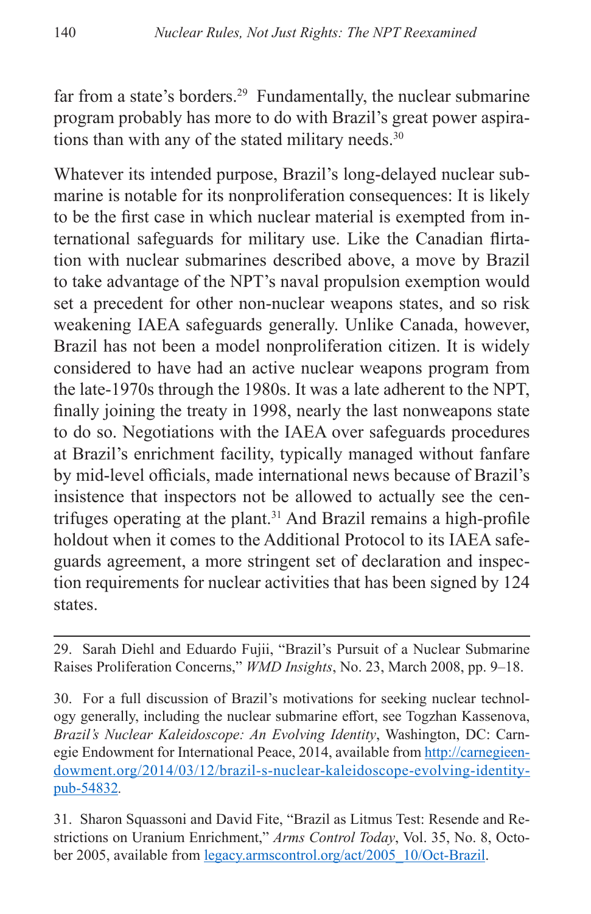far from a state's borders.[29] Fundamentally, the nuclear submarine program probably has more to do with Brazil's great power aspirations than with any of the stated military needs.[30]

Whatever its intended purpose, Brazil's long-delayed nuclear submarine is notable for its nonproliferation consequences: It is likely to be the first case in which nuclear material is exempted from international safeguards for military use. Like the Canadian flirtation with nuclear submarines described above, a move by Brazil to take advantage of the NPT's naval propulsion exemption would set a precedent for other non-nuclear weapons states, and so risk weakening IAEA safeguards generally. Unlike Canada, however, Brazil has not been a model nonproliferation citizen. It is widely considered to have had an active nuclear weapons program from the late-1970s through the 1980s. It was a late adherent to the NPT, finally joining the treaty in 1998, nearly the last nonweapons state to do so. Negotiations with the IAEA over safeguards procedures at Brazil's enrichment facility, typically managed without fanfare by mid-level officials, made international news because of Brazil's insistence that inspectors not be allowed to actually see the centrifuges operating at the plant.[31] And Brazil remains a high-profile holdout when it comes to the Additional Protocol to its IAEA safeguards agreement, a more stringent set of declaration and inspection requirements for nuclear activities that has been signed by 124 states.

---

29. Sarah Diehl and Eduardo Fujii, "Brazil's Pursuit of a Nuclear Submarine Raises Proliferation Concerns," *WMD Insights*, No. 23, March 2008, pp. 9–18.

30. For a full discussion of Brazil's motivations for seeking nuclear technology generally, including the nuclear submarine effort, see Togzhan Kassenova, *Brazil's Nuclear Kaleidoscope: An Evolving Identity*, Washington, DC: Carnegie Endowment for International Peace, 2014, available from http://carnegieendowment.org/2014/03/12/brazil-s-nuclear-kaleidoscope-evolving-identity-pub-54832.

31. Sharon Squassoni and David Fite, "Brazil as Litmus Test: Resende and Restrictions on Uranium Enrichment," *Arms Control Today*, Vol. 35, No. 8, October 2005, available from legacy.armscontrol.org/act/2005_10/Oct-Brazil.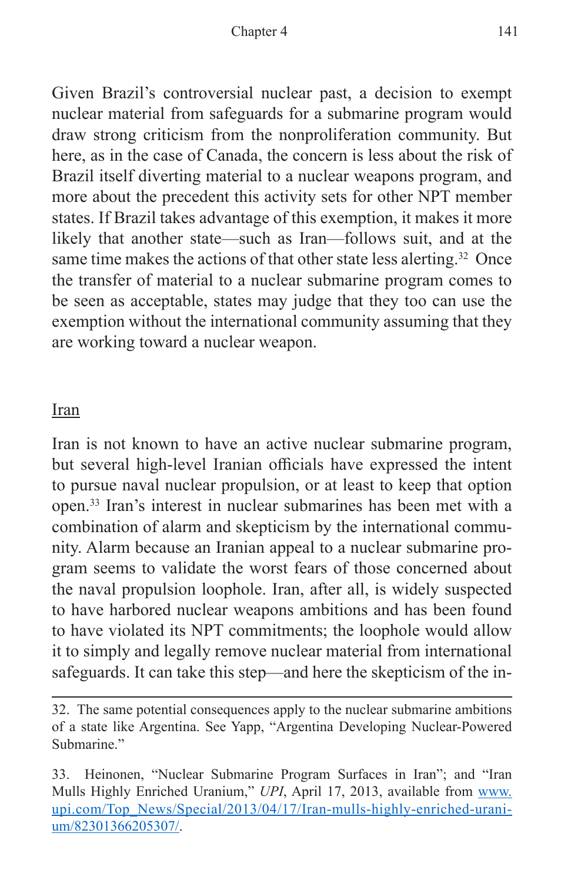Given Brazil's controversial nuclear past, a decision to exempt nuclear material from safeguards for a submarine program would draw strong criticism from the nonproliferation community. But here, as in the case of Canada, the concern is less about the risk of Brazil itself diverting material to a nuclear weapons program, and more about the precedent this activity sets for other NPT member states. If Brazil takes advantage of this exemption, it makes it more likely that another state—such as Iran—follows suit, and at the same time makes the actions of that other state less alerting.[32] Once the transfer of material to a nuclear submarine program comes to be seen as acceptable, states may judge that they too can use the exemption without the international community assuming that they are working toward a nuclear weapon.

## Iran

Iran is not known to have an active nuclear submarine program, but several high-level Iranian officials have expressed the intent to pursue naval nuclear propulsion, or at least to keep that option open.[33] Iran's interest in nuclear submarines has been met with a combination of alarm and skepticism by the international community. Alarm because an Iranian appeal to a nuclear submarine program seems to validate the worst fears of those concerned about the naval propulsion loophole. Iran, after all, is widely suspected to have harbored nuclear weapons ambitions and has been found to have violated its NPT commitments; the loophole would allow it to simply and legally remove nuclear material from international safeguards. It can take this step—and here the skepticism of the in-

---

32. The same potential consequences apply to the nuclear submarine ambitions of a state like Argentina. See Yapp, "Argentina Developing Nuclear-Powered Submarine."

33. Heinonen, "Nuclear Submarine Program Surfaces in Iran"; and "Iran Mulls Highly Enriched Uranium," *UPI*, April 17, 2013, available from [www.upi.com/Top_News/Special/2013/04/17/Iran-mulls-highly-enriched-uranium/82301366205307/](www.upi.com/Top_News/Special/2013/04/17/Iran-mulls-highly-enriched-uranium/82301366205307/).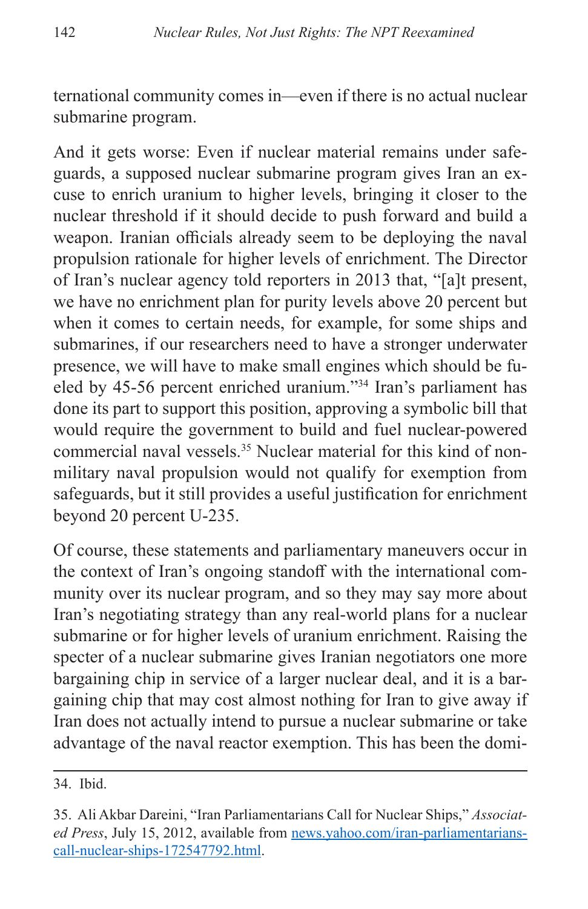ternational community comes in—even if there is no actual nuclear submarine program.

And it gets worse: Even if nuclear material remains under safeguards, a supposed nuclear submarine program gives Iran an excuse to enrich uranium to higher levels, bringing it closer to the nuclear threshold if it should decide to push forward and build a weapon. Iranian officials already seem to be deploying the naval propulsion rationale for higher levels of enrichment. The Director of Iran's nuclear agency told reporters in 2013 that, "[a]t present, we have no enrichment plan for purity levels above 20 percent but when it comes to certain needs, for example, for some ships and submarines, if our researchers need to have a stronger underwater presence, we will have to make small engines which should be fueled by 45-56 percent enriched uranium."[34] Iran's parliament has done its part to support this position, approving a symbolic bill that would require the government to build and fuel nuclear-powered commercial naval vessels.[35] Nuclear material for this kind of nonmilitary naval propulsion would not qualify for exemption from safeguards, but it still provides a useful justification for enrichment beyond 20 percent U-235.

Of course, these statements and parliamentary maneuvers occur in the context of Iran's ongoing standoff with the international community over its nuclear program, and so they may say more about Iran's negotiating strategy than any real-world plans for a nuclear submarine or for higher levels of uranium enrichment. Raising the specter of a nuclear submarine gives Iranian negotiators one more bargaining chip in service of a larger nuclear deal, and it is a bargaining chip that may cost almost nothing for Iran to give away if Iran does not actually intend to pursue a nuclear submarine or take advantage of the naval reactor exemption. This has been the domi-

---

34. Ibid.

35. Ali Akbar Dareini, "Iran Parliamentarians Call for Nuclear Ships," *Associated Press*, July 15, 2012, available from news.yahoo.com/iran-parliamentarians-call-nuclear-ships-172547792.html.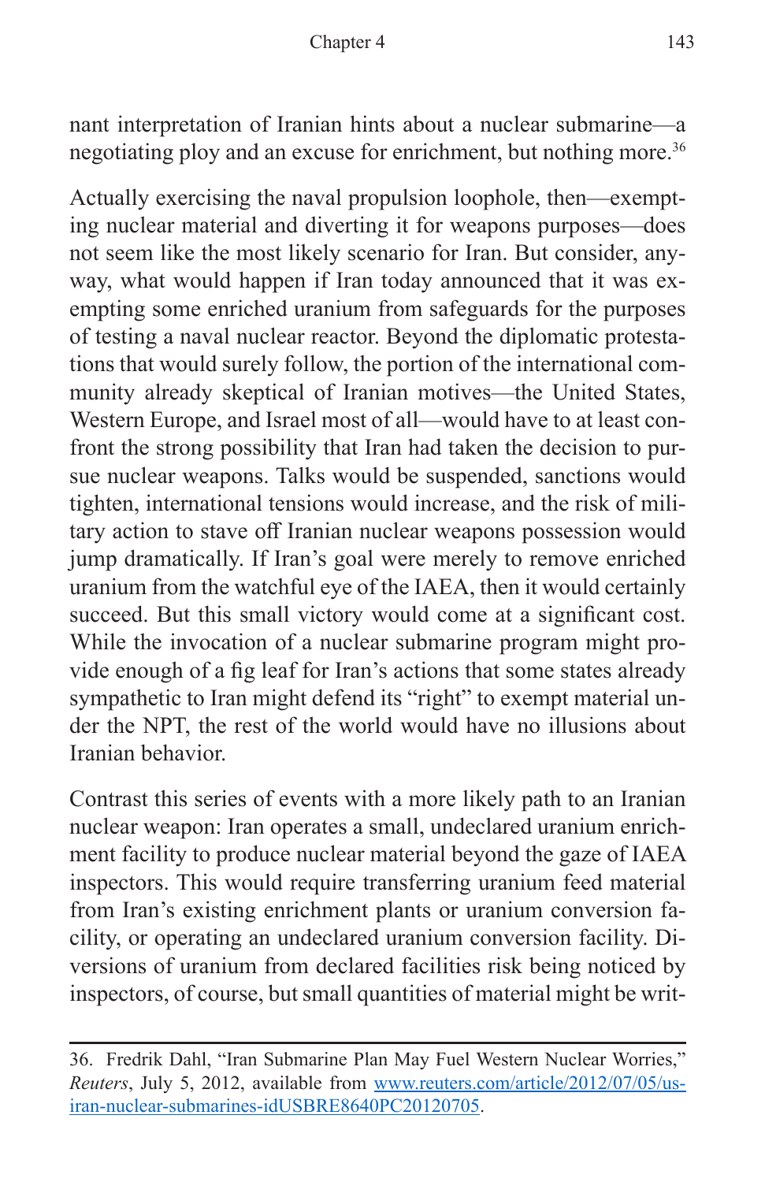nant interpretation of Iranian hints about a nuclear submarine—a negotiating ploy and an excuse for enrichment, but nothing more.[36]

Actually exercising the naval propulsion loophole, then—exempting nuclear material and diverting it for weapons purposes—does not seem like the most likely scenario for Iran. But consider, anyway, what would happen if Iran today announced that it was exempting some enriched uranium from safeguards for the purposes of testing a naval nuclear reactor. Beyond the diplomatic protestations that would surely follow, the portion of the international community already skeptical of Iranian motives—the United States, Western Europe, and Israel most of all—would have to at least confront the strong possibility that Iran had taken the decision to pursue nuclear weapons. Talks would be suspended, sanctions would tighten, international tensions would increase, and the risk of military action to stave off Iranian nuclear weapons possession would jump dramatically. If Iran's goal were merely to remove enriched uranium from the watchful eye of the IAEA, then it would certainly succeed. But this small victory would come at a significant cost. While the invocation of a nuclear submarine program might provide enough of a fig leaf for Iran's actions that some states already sympathetic to Iran might defend its "right" to exempt material under the NPT, the rest of the world would have no illusions about Iranian behavior.

Contrast this series of events with a more likely path to an Iranian nuclear weapon: Iran operates a small, undeclared uranium enrichment facility to produce nuclear material beyond the gaze of IAEA inspectors. This would require transferring uranium feed material from Iran's existing enrichment plants or uranium conversion facility, or operating an undeclared uranium conversion facility. Diversions of uranium from declared facilities risk being noticed by inspectors, of course, but small quantities of material might be writ-

---

36. Fredrik Dahl, "Iran Submarine Plan May Fuel Western Nuclear Worries," *Reuters*, July 5, 2012, available from www.reuters.com/article/2012/07/05/us-iran-nuclear-submarines-idUSBRE8640PC20120705.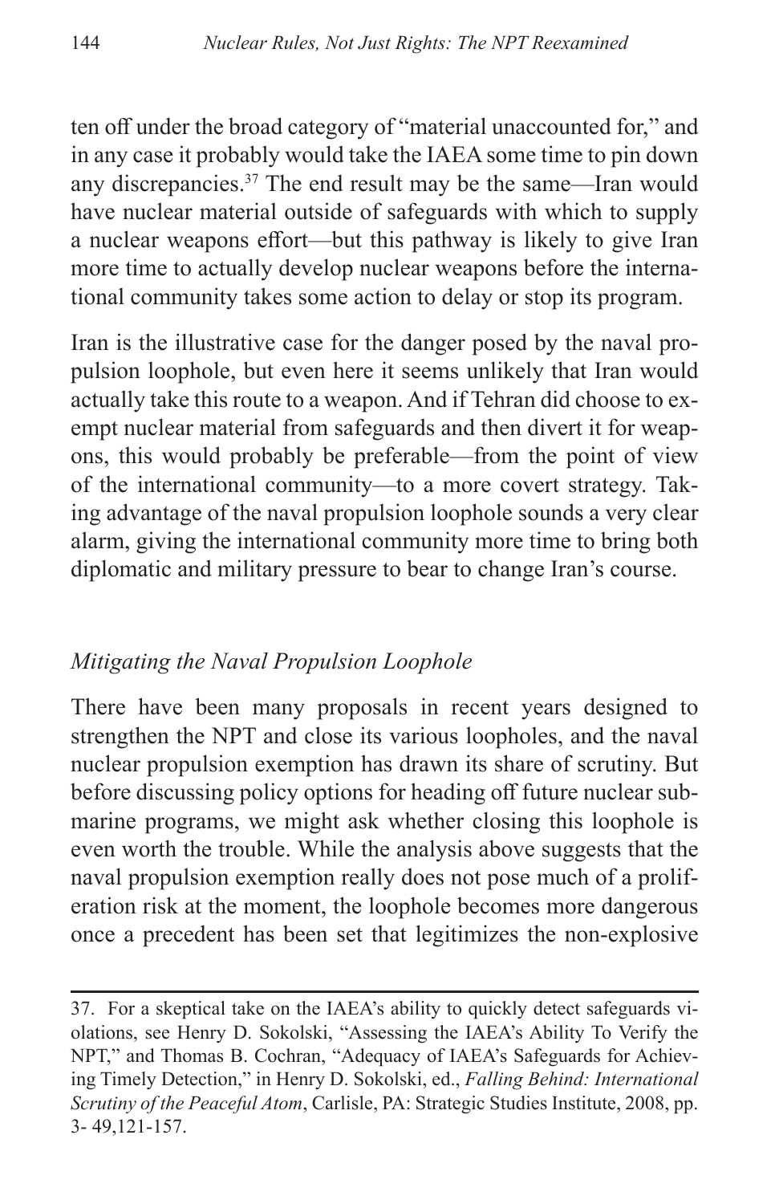ten off under the broad category of "material unaccounted for," and in any case it probably would take the IAEA some time to pin down any discrepancies.[37] The end result may be the same—Iran would have nuclear material outside of safeguards with which to supply a nuclear weapons effort—but this pathway is likely to give Iran more time to actually develop nuclear weapons before the international community takes some action to delay or stop its program.

Iran is the illustrative case for the danger posed by the naval propulsion loophole, but even here it seems unlikely that Iran would actually take this route to a weapon. And if Tehran did choose to exempt nuclear material from safeguards and then divert it for weapons, this would probably be preferable—from the point of view of the international community—to a more covert strategy. Taking advantage of the naval propulsion loophole sounds a very clear alarm, giving the international community more time to bring both diplomatic and military pressure to bear to change Iran's course.

### *Mitigating the Naval Propulsion Loophole*

There have been many proposals in recent years designed to strengthen the NPT and close its various loopholes, and the naval nuclear propulsion exemption has drawn its share of scrutiny. But before discussing policy options for heading off future nuclear submarine programs, we might ask whether closing this loophole is even worth the trouble. While the analysis above suggests that the naval propulsion exemption really does not pose much of a proliferation risk at the moment, the loophole becomes more dangerous once a precedent has been set that legitimizes the non-explosive

---

37. For a skeptical take on the IAEA's ability to quickly detect safeguards violations, see Henry D. Sokolski, "Assessing the IAEA's Ability To Verify the NPT," and Thomas B. Cochran, "Adequacy of IAEA's Safeguards for Achieving Timely Detection," in Henry D. Sokolski, ed., *Falling Behind: International Scrutiny of the Peaceful Atom*, Carlisle, PA: Strategic Studies Institute, 2008, pp. 3- 49,121-157.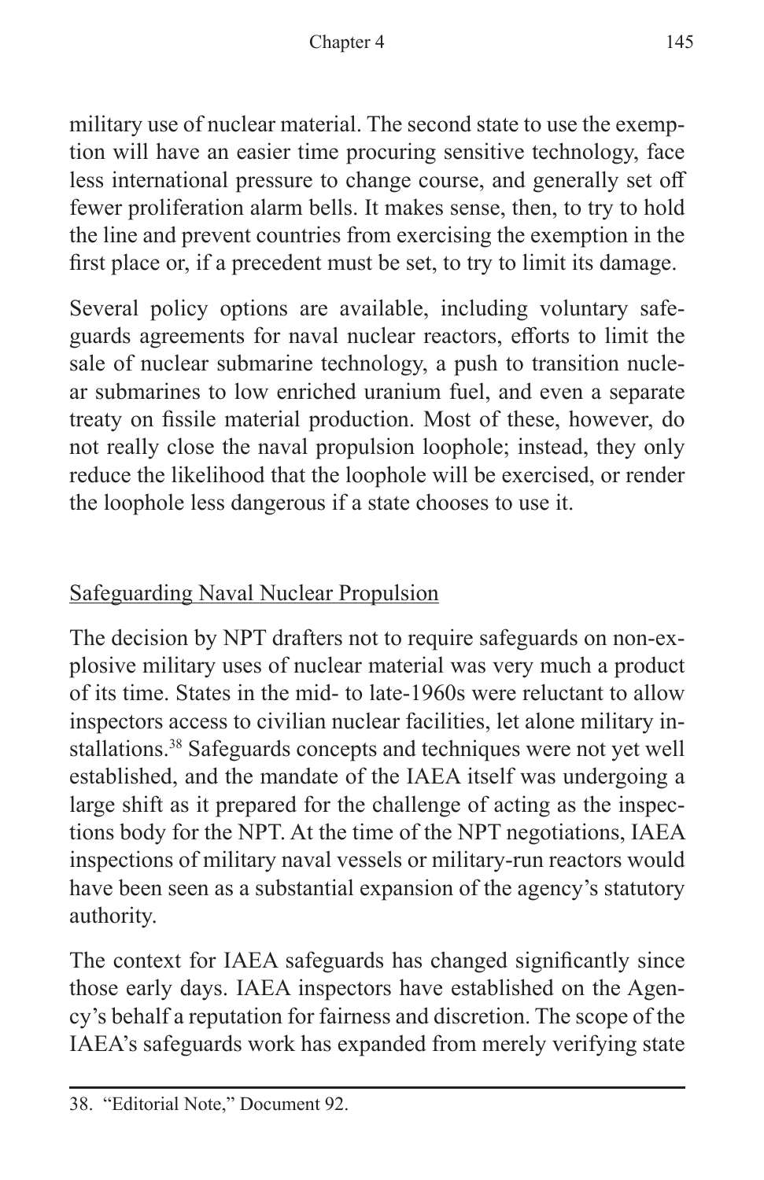military use of nuclear material. The second state to use the exemption will have an easier time procuring sensitive technology, face less international pressure to change course, and generally set off fewer proliferation alarm bells. It makes sense, then, to try to hold the line and prevent countries from exercising the exemption in the first place or, if a precedent must be set, to try to limit its damage.

Several policy options are available, including voluntary safeguards agreements for naval nuclear reactors, efforts to limit the sale of nuclear submarine technology, a push to transition nuclear submarines to low enriched uranium fuel, and even a separate treaty on fissile material production. Most of these, however, do not really close the naval propulsion loophole; instead, they only reduce the likelihood that the loophole will be exercised, or render the loophole less dangerous if a state chooses to use it.

## Safeguarding Naval Nuclear Propulsion

The decision by NPT drafters not to require safeguards on non-explosive military uses of nuclear material was very much a product of its time. States in the mid- to late-1960s were reluctant to allow inspectors access to civilian nuclear facilities, let alone military installations.[38] Safeguards concepts and techniques were not yet well established, and the mandate of the IAEA itself was undergoing a large shift as it prepared for the challenge of acting as the inspections body for the NPT. At the time of the NPT negotiations, IAEA inspections of military naval vessels or military-run reactors would have been seen as a substantial expansion of the agency's statutory authority.

The context for IAEA safeguards has changed significantly since those early days. IAEA inspectors have established on the Agency's behalf a reputation for fairness and discretion. The scope of the IAEA's safeguards work has expanded from merely verifying state

---

38. "Editorial Note," Document 92.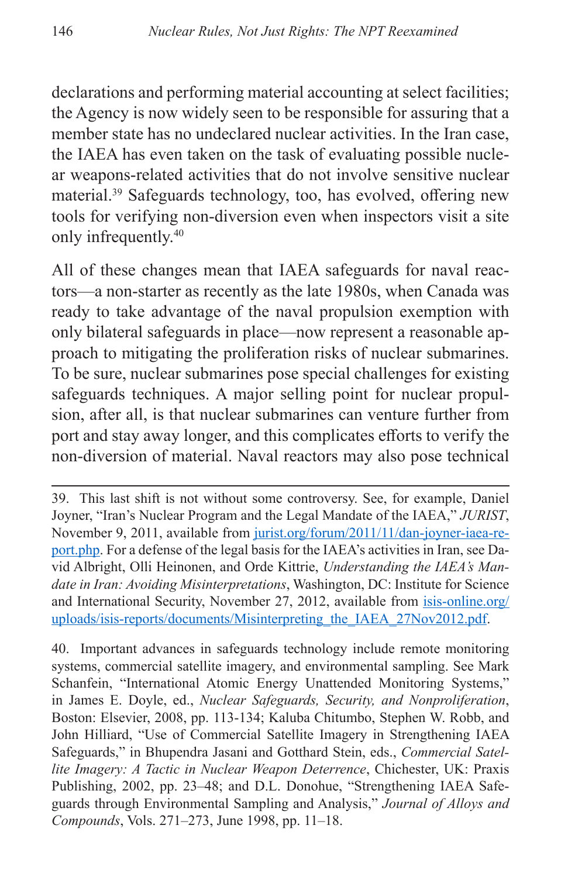declarations and performing material accounting at select facilities; the Agency is now widely seen to be responsible for assuring that a member state has no undeclared nuclear activities. In the Iran case, the IAEA has even taken on the task of evaluating possible nuclear weapons-related activities that do not involve sensitive nuclear material.[39] Safeguards technology, too, has evolved, offering new tools for verifying non-diversion even when inspectors visit a site only infrequently.[40]

All of these changes mean that IAEA safeguards for naval reactors—a non-starter as recently as the late 1980s, when Canada was ready to take advantage of the naval propulsion exemption with only bilateral safeguards in place—now represent a reasonable approach to mitigating the proliferation risks of nuclear submarines. To be sure, nuclear submarines pose special challenges for existing safeguards techniques. A major selling point for nuclear propulsion, after all, is that nuclear submarines can venture further from port and stay away longer, and this complicates efforts to verify the non-diversion of material. Naval reactors may also pose technical

---

39. This last shift is not without some controversy. See, for example, Daniel Joyner, "Iran's Nuclear Program and the Legal Mandate of the IAEA," *JURIST*, November 9, 2011, available from jurist.org/forum/2011/11/dan-joyner-iaea-report.php. For a defense of the legal basis for the IAEA's activities in Iran, see David Albright, Olli Heinonen, and Orde Kittrie, *Understanding the IAEA's Mandate in Iran: Avoiding Misinterpretations*, Washington, DC: Institute for Science and International Security, November 27, 2012, available from isis-online.org/uploads/isis-reports/documents/Misinterpreting_the_IAEA_27Nov2012.pdf.

40. Important advances in safeguards technology include remote monitoring systems, commercial satellite imagery, and environmental sampling. See Mark Schanfein, "International Atomic Energy Unattended Monitoring Systems," in James E. Doyle, ed., *Nuclear Safeguards, Security, and Nonproliferation*, Boston: Elsevier, 2008, pp. 113-134; Kaluba Chitumbo, Stephen W. Robb, and John Hilliard, "Use of Commercial Satellite Imagery in Strengthening IAEA Safeguards," in Bhupendra Jasani and Gotthard Stein, eds., *Commercial Satellite Imagery: A Tactic in Nuclear Weapon Deterrence*, Chichester, UK: Praxis Publishing, 2002, pp. 23–48; and D.L. Donohue, "Strengthening IAEA Safeguards through Environmental Sampling and Analysis," *Journal of Alloys and Compounds*, Vols. 271–273, June 1998, pp. 11–18.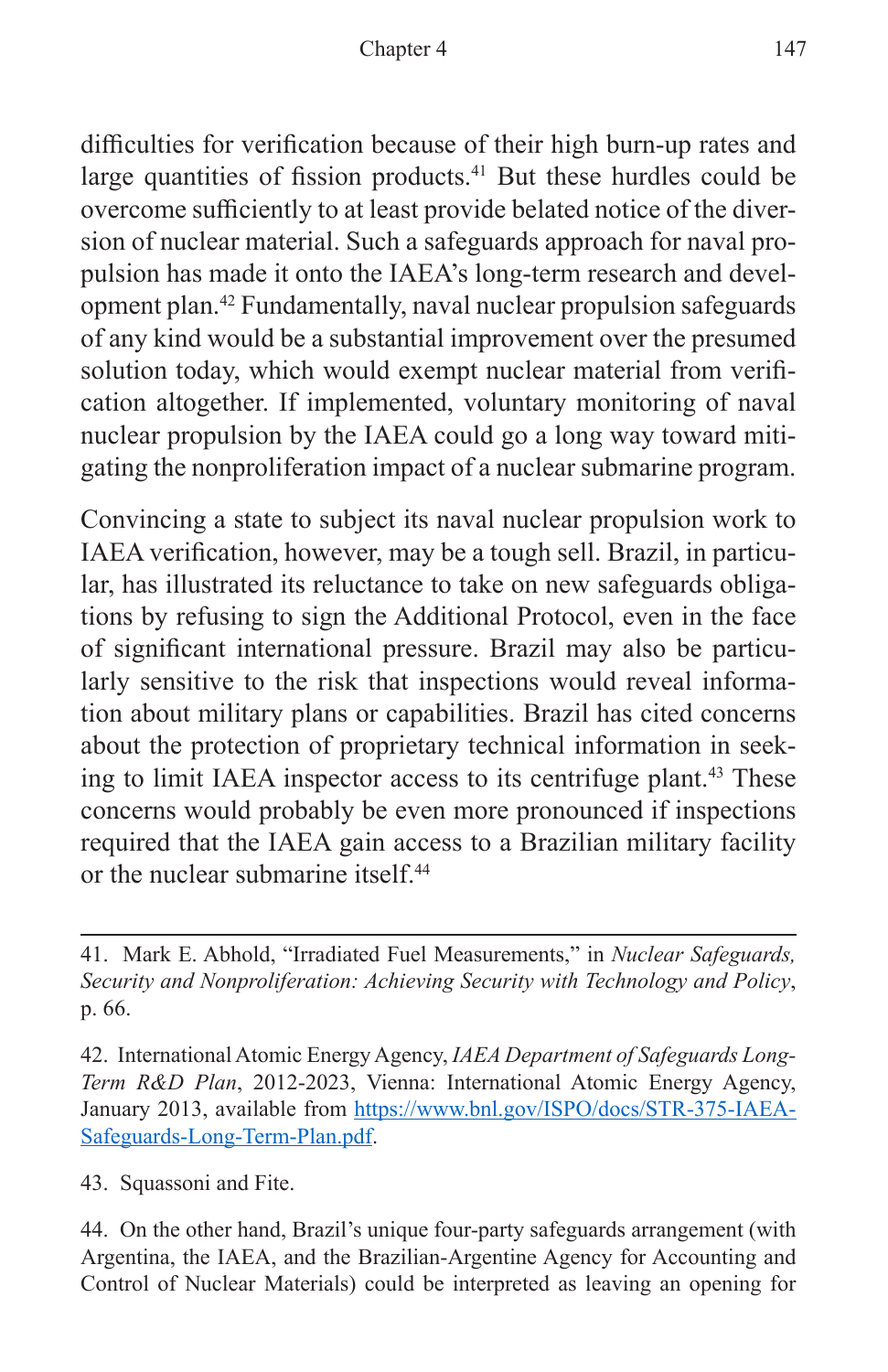difficulties for verification because of their high burn-up rates and large quantities of fission products.[41] But these hurdles could be overcome sufficiently to at least provide belated notice of the diversion of nuclear material. Such a safeguards approach for naval propulsion has made it onto the IAEA's long-term research and development plan.[42] Fundamentally, naval nuclear propulsion safeguards of any kind would be a substantial improvement over the presumed solution today, which would exempt nuclear material from verification altogether. If implemented, voluntary monitoring of naval nuclear propulsion by the IAEA could go a long way toward mitigating the nonproliferation impact of a nuclear submarine program.

Convincing a state to subject its naval nuclear propulsion work to IAEA verification, however, may be a tough sell. Brazil, in particular, has illustrated its reluctance to take on new safeguards obligations by refusing to sign the Additional Protocol, even in the face of significant international pressure. Brazil may also be particularly sensitive to the risk that inspections would reveal information about military plans or capabilities. Brazil has cited concerns about the protection of proprietary technical information in seeking to limit IAEA inspector access to its centrifuge plant.[43] These concerns would probably be even more pronounced if inspections required that the IAEA gain access to a Brazilian military facility or the nuclear submarine itself.[44]

---

41. Mark E. Abhold, "Irradiated Fuel Measurements," in *Nuclear Safeguards, Security and Nonproliferation: Achieving Security with Technology and Policy*, p. 66.

42. International Atomic Energy Agency, *IAEA Department of Safeguards Long-Term R&D Plan*, 2012-2023, Vienna: International Atomic Energy Agency, January 2013, available from https://www.bnl.gov/ISPO/docs/STR-375-IAEA-Safeguards-Long-Term-Plan.pdf.

43. Squassoni and Fite.

44. On the other hand, Brazil's unique four-party safeguards arrangement (with Argentina, the IAEA, and the Brazilian-Argentine Agency for Accounting and Control of Nuclear Materials) could be interpreted as leaving an opening for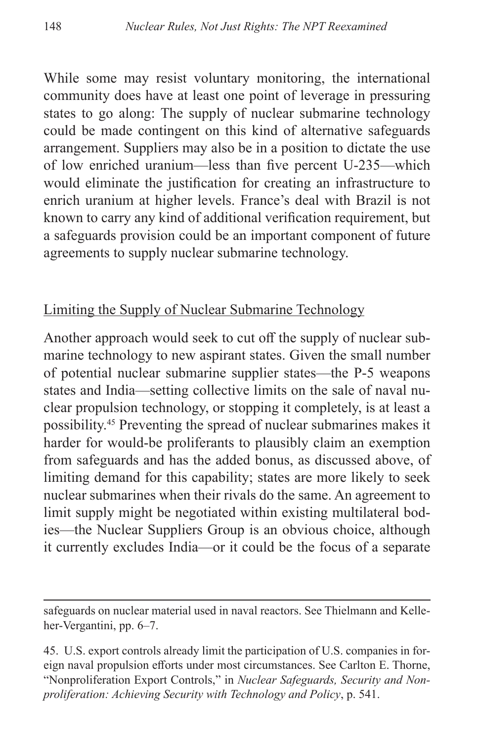While some may resist voluntary monitoring, the international community does have at least one point of leverage in pressuring states to go along: The supply of nuclear submarine technology could be made contingent on this kind of alternative safeguards arrangement. Suppliers may also be in a position to dictate the use of low enriched uranium—less than five percent U-235—which would eliminate the justification for creating an infrastructure to enrich uranium at higher levels. France's deal with Brazil is not known to carry any kind of additional verification requirement, but a safeguards provision could be an important component of future agreements to supply nuclear submarine technology.

## Limiting the Supply of Nuclear Submarine Technology

Another approach would seek to cut off the supply of nuclear submarine technology to new aspirant states. Given the small number of potential nuclear submarine supplier states—the P-5 weapons states and India—setting collective limits on the sale of naval nuclear propulsion technology, or stopping it completely, is at least a possibility.[45] Preventing the spread of nuclear submarines makes it harder for would-be proliferants to plausibly claim an exemption from safeguards and has the added bonus, as discussed above, of limiting demand for this capability; states are more likely to seek nuclear submarines when their rivals do the same. An agreement to limit supply might be negotiated within existing multilateral bodies—the Nuclear Suppliers Group is an obvious choice, although it currently excludes India—or it could be the focus of a separate

---

safeguards on nuclear material used in naval reactors. See Thielmann and Kelleher-Vergantini, pp. 6–7.

45. U.S. export controls already limit the participation of U.S. companies in foreign naval propulsion efforts under most circumstances. See Carlton E. Thorne, "Nonproliferation Export Controls," in *Nuclear Safeguards, Security and Nonproliferation: Achieving Security with Technology and Policy*, p. 541.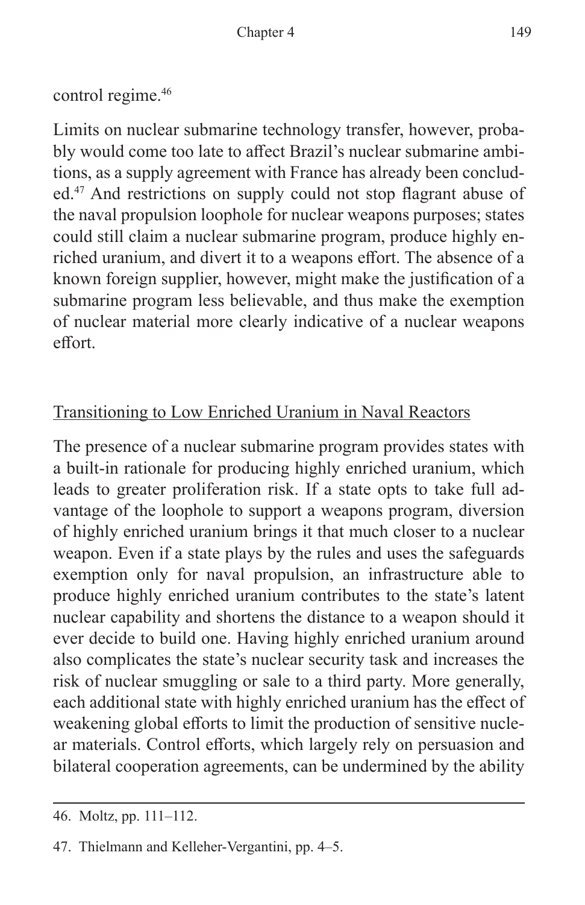control regime.[46]

Limits on nuclear submarine technology transfer, however, probably would come too late to affect Brazil's nuclear submarine ambitions, as a supply agreement with France has already been concluded.[47] And restrictions on supply could not stop flagrant abuse of the naval propulsion loophole for nuclear weapons purposes; states could still claim a nuclear submarine program, produce highly enriched uranium, and divert it to a weapons effort. The absence of a known foreign supplier, however, might make the justification of a submarine program less believable, and thus make the exemption of nuclear material more clearly indicative of a nuclear weapons effort.

## Transitioning to Low Enriched Uranium in Naval Reactors

The presence of a nuclear submarine program provides states with a built-in rationale for producing highly enriched uranium, which leads to greater proliferation risk. If a state opts to take full advantage of the loophole to support a weapons program, diversion of highly enriched uranium brings it that much closer to a nuclear weapon. Even if a state plays by the rules and uses the safeguards exemption only for naval propulsion, an infrastructure able to produce highly enriched uranium contributes to the state's latent nuclear capability and shortens the distance to a weapon should it ever decide to build one. Having highly enriched uranium around also complicates the state's nuclear security task and increases the risk of nuclear smuggling or sale to a third party. More generally, each additional state with highly enriched uranium has the effect of weakening global efforts to limit the production of sensitive nuclear materials. Control efforts, which largely rely on persuasion and bilateral cooperation agreements, can be undermined by the ability

46. Moltz, pp. 111–112.

47. Thielmann and Kelleher-Vergantini, pp. 4–5.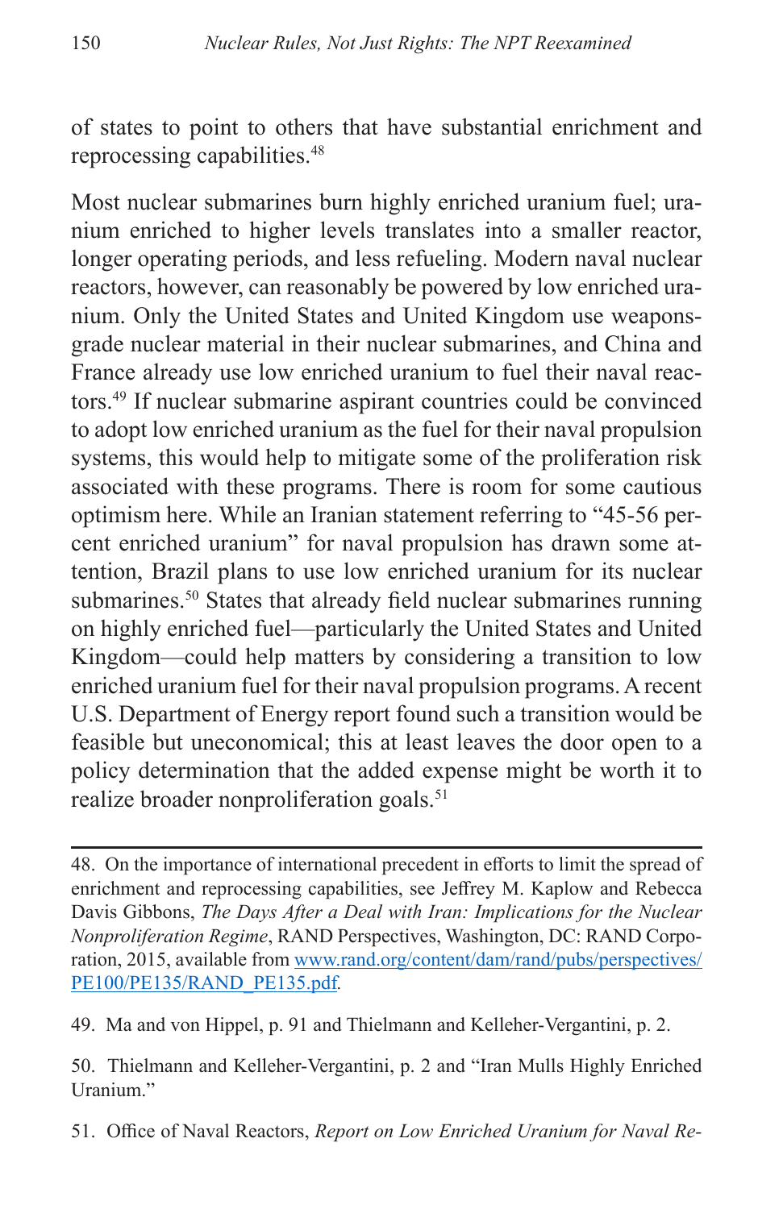of states to point to others that have substantial enrichment and reprocessing capabilities.[48]

Most nuclear submarines burn highly enriched uranium fuel; uranium enriched to higher levels translates into a smaller reactor, longer operating periods, and less refueling. Modern naval nuclear reactors, however, can reasonably be powered by low enriched uranium. Only the United States and United Kingdom use weapons-grade nuclear material in their nuclear submarines, and China and France already use low enriched uranium to fuel their naval reactors.[49] If nuclear submarine aspirant countries could be convinced to adopt low enriched uranium as the fuel for their naval propulsion systems, this would help to mitigate some of the proliferation risk associated with these programs. There is room for some cautious optimism here. While an Iranian statement referring to "45-56 percent enriched uranium" for naval propulsion has drawn some attention, Brazil plans to use low enriched uranium for its nuclear submarines.[50] States that already field nuclear submarines running on highly enriched fuel—particularly the United States and United Kingdom—could help matters by considering a transition to low enriched uranium fuel for their naval propulsion programs. A recent U.S. Department of Energy report found such a transition would be feasible but uneconomical; this at least leaves the door open to a policy determination that the added expense might be worth it to realize broader nonproliferation goals.[51]

---

48. On the importance of international precedent in efforts to limit the spread of enrichment and reprocessing capabilities, see Jeffrey M. Kaplow and Rebecca Davis Gibbons, *The Days After a Deal with Iran: Implications for the Nuclear Nonproliferation Regime*, RAND Perspectives, Washington, DC: RAND Corporation, 2015, available from [www.rand.org/content/dam/rand/pubs/perspectives/PE100/PE135/RAND_PE135.pdf](www.rand.org/content/dam/rand/pubs/perspectives/PE100/PE135/RAND_PE135.pdf).

49. Ma and von Hippel, p. 91 and Thielmann and Kelleher-Vergantini, p. 2.

50. Thielmann and Kelleher-Vergantini, p. 2 and "Iran Mulls Highly Enriched Uranium."

51. Office of Naval Reactors, *Report on Low Enriched Uranium for Naval Re-*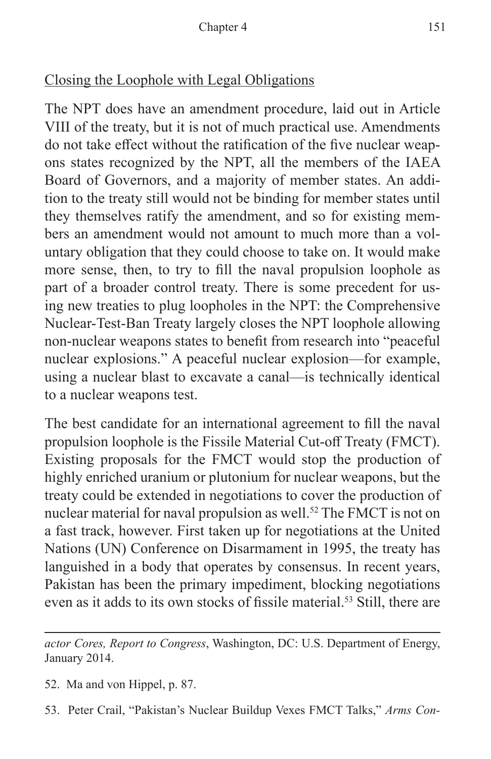Closing the Loophole with Legal Obligations

The NPT does have an amendment procedure, laid out in Article VIII of the treaty, but it is not of much practical use. Amendments do not take effect without the ratification of the five nuclear weapons states recognized by the NPT, all the members of the IAEA Board of Governors, and a majority of member states. An addition to the treaty still would not be binding for member states until they themselves ratify the amendment, and so for existing members an amendment would not amount to much more than a voluntary obligation that they could choose to take on. It would make more sense, then, to try to fill the naval propulsion loophole as part of a broader control treaty. There is some precedent for using new treaties to plug loopholes in the NPT: the Comprehensive Nuclear-Test-Ban Treaty largely closes the NPT loophole allowing non-nuclear weapons states to benefit from research into "peaceful nuclear explosions." A peaceful nuclear explosion—for example, using a nuclear blast to excavate a canal—is technically identical to a nuclear weapons test.

The best candidate for an international agreement to fill the naval propulsion loophole is the Fissile Material Cut-off Treaty (FMCT). Existing proposals for the FMCT would stop the production of highly enriched uranium or plutonium for nuclear weapons, but the treaty could be extended in negotiations to cover the production of nuclear material for naval propulsion as well.[52] The FMCT is not on a fast track, however. First taken up for negotiations at the United Nations (UN) Conference on Disarmament in 1995, the treaty has languished in a body that operates by consensus. In recent years, Pakistan has been the primary impediment, blocking negotiations even as it adds to its own stocks of fissile material.[53] Still, there are

---

*actor Cores, Report to Congress*, Washington, DC: U.S. Department of Energy, January 2014.

52. Ma and von Hippel, p. 87.

53. Peter Crail, "Pakistan's Nuclear Buildup Vexes FMCT Talks," *Arms Con-*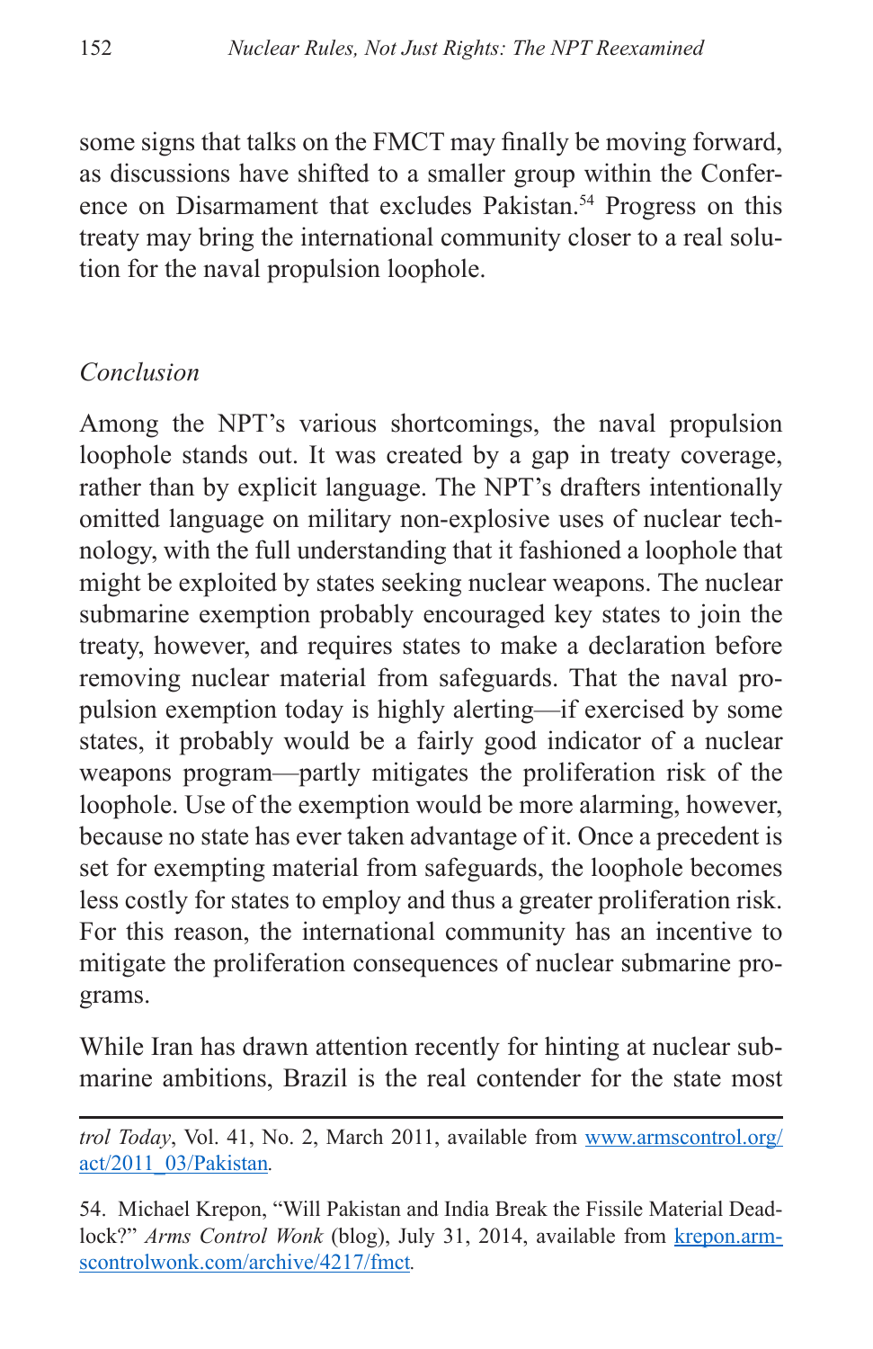some signs that talks on the FMCT may finally be moving forward, as discussions have shifted to a smaller group within the Conference on Disarmament that excludes Pakistan.[54] Progress on this treaty may bring the international community closer to a real solution for the naval propulsion loophole.

## *Conclusion*

Among the NPT's various shortcomings, the naval propulsion loophole stands out. It was created by a gap in treaty coverage, rather than by explicit language. The NPT's drafters intentionally omitted language on military non-explosive uses of nuclear technology, with the full understanding that it fashioned a loophole that might be exploited by states seeking nuclear weapons. The nuclear submarine exemption probably encouraged key states to join the treaty, however, and requires states to make a declaration before removing nuclear material from safeguards. That the naval propulsion exemption today is highly alerting—if exercised by some states, it probably would be a fairly good indicator of a nuclear weapons program—partly mitigates the proliferation risk of the loophole. Use of the exemption would be more alarming, however, because no state has ever taken advantage of it. Once a precedent is set for exempting material from safeguards, the loophole becomes less costly for states to employ and thus a greater proliferation risk. For this reason, the international community has an incentive to mitigate the proliferation consequences of nuclear submarine programs.

While Iran has drawn attention recently for hinting at nuclear submarine ambitions, Brazil is the real contender for the state most

---

*trol Today*, Vol. 41, No. 2, March 2011, available from www.armscontrol.org/act/2011_03/Pakistan.

54. Michael Krepon, "Will Pakistan and India Break the Fissile Material Deadlock?" *Arms Control Wonk* (blog), July 31, 2014, available from krepon.armscontrolwonk.com/archive/4217/fmct.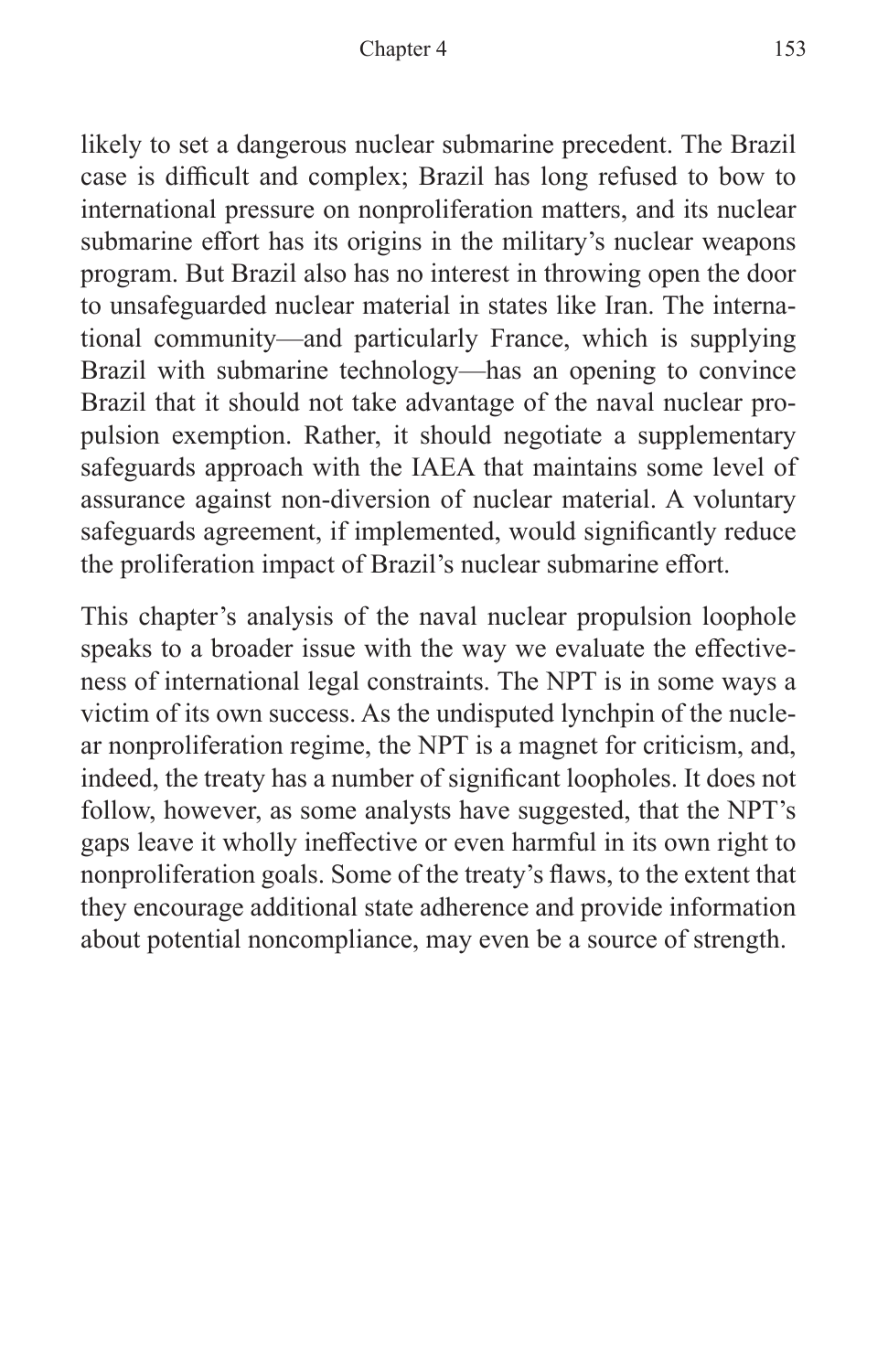likely to set a dangerous nuclear submarine precedent. The Brazil case is difficult and complex; Brazil has long refused to bow to international pressure on nonproliferation matters, and its nuclear submarine effort has its origins in the military's nuclear weapons program. But Brazil also has no interest in throwing open the door to unsafeguarded nuclear material in states like Iran. The international community—and particularly France, which is supplying Brazil with submarine technology—has an opening to convince Brazil that it should not take advantage of the naval nuclear propulsion exemption. Rather, it should negotiate a supplementary safeguards approach with the IAEA that maintains some level of assurance against non-diversion of nuclear material. A voluntary safeguards agreement, if implemented, would significantly reduce the proliferation impact of Brazil's nuclear submarine effort.

This chapter's analysis of the naval nuclear propulsion loophole speaks to a broader issue with the way we evaluate the effectiveness of international legal constraints. The NPT is in some ways a victim of its own success. As the undisputed lynchpin of the nuclear nonproliferation regime, the NPT is a magnet for criticism, and, indeed, the treaty has a number of significant loopholes. It does not follow, however, as some analysts have suggested, that the NPT's gaps leave it wholly ineffective or even harmful in its own right to nonproliferation goals. Some of the treaty's flaws, to the extent that they encourage additional state adherence and provide information about potential noncompliance, may even be a source of strength.